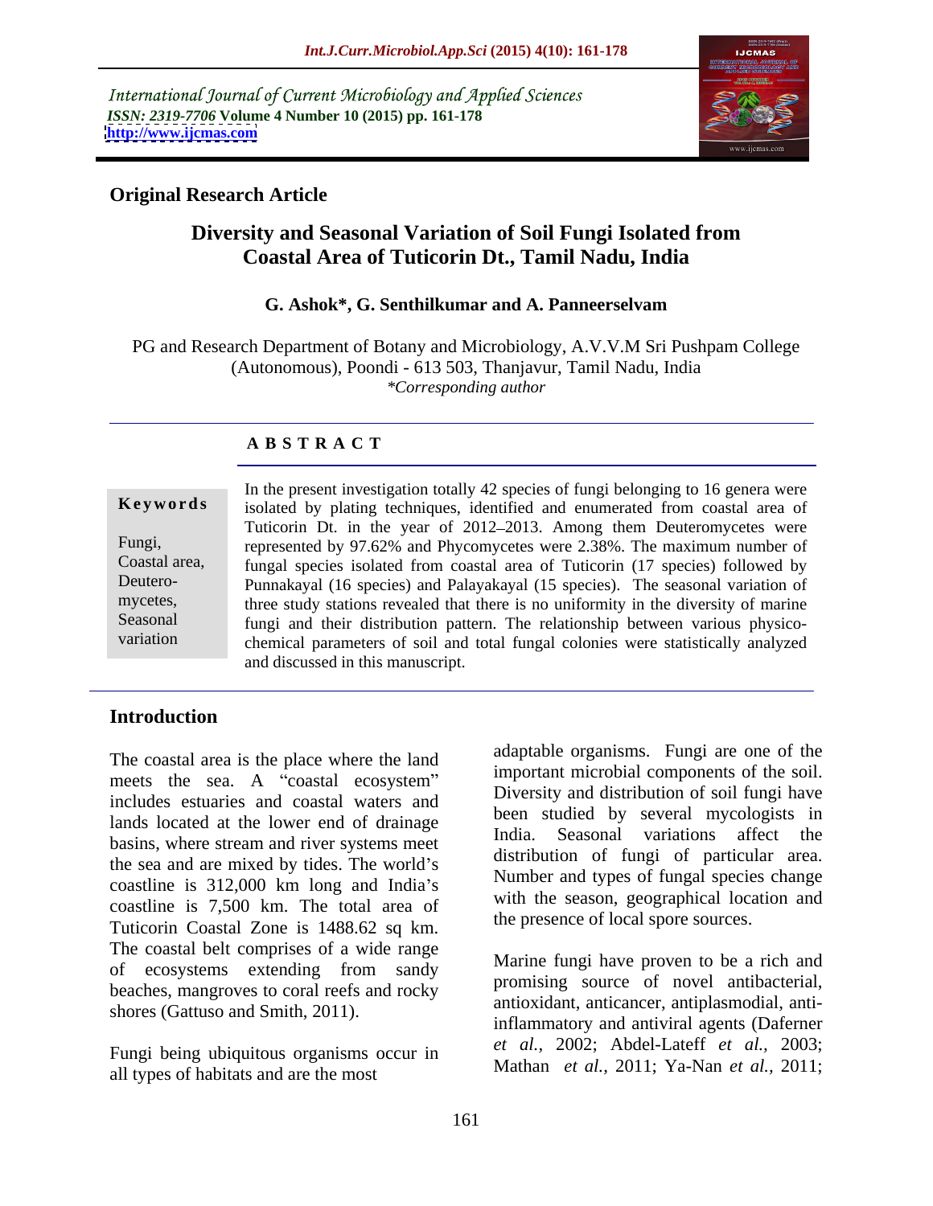*International Journal of Current Microbiology and Applied Sciences*
*ISSN: 2319-7706* **Volume 4 Number 10 (2015) pp. 161-178**
**http://www.ijcmas.com**

**Original Research Article**

# Diversity and Seasonal Variation of Soil Fungi Isolated from Coastal Area of Tuticorin Dt., Tamil Nadu, India

**G. Ashok\*, G. Senthilkumar and A. Panneerselvam**

PG and Research Department of Botany and Microbiology, A.V.V.M Sri Pushpam College (Autonomous), Poondi - 613 503, Thanjavur, Tamil Nadu, India
*\*Corresponding author*

## ABSTRACT

**Keywords**

Fungi, Coastal area, Deuteromycetes, Seasonal variation

In the present investigation totally 42 species of fungi belonging to 16 genera were isolated by plating techniques, identified and enumerated from coastal area of Tuticorin Dt. in the year of 2012–2013. Among them Deuteromycetes were represented by 97.62% and Phycomycetes were 2.38%. The maximum number of fungal species isolated from coastal area of Tuticorin (17 species) followed by Punnakayal (16 species) and Palayakayal (15 species). The seasonal variation of three study stations revealed that there is no uniformity in the diversity of marine fungi and their distribution pattern. The relationship between various physico-chemical parameters of soil and total fungal colonies were statistically analyzed and discussed in this manuscript.

## Introduction

The coastal area is the place where the land meets the sea. A "coastal ecosystem" includes estuaries and coastal waters and lands located at the lower end of drainage basins, where stream and river systems meet the sea and are mixed by tides. The world's coastline is 312,000 km long and India's coastline is 7,500 km. The total area of Tuticorin Coastal Zone is 1488.62 sq km. The coastal belt comprises of a wide range of ecosystems extending from sandy beaches, mangroves to coral reefs and rocky shores (Gattuso and Smith, 2011).

Fungi being ubiquitous organisms occur in all types of habitats and are the most adaptable organisms. Fungi are one of the important microbial components of the soil. Diversity and distribution of soil fungi have been studied by several mycologists in India. Seasonal variations affect the distribution of fungi of particular area. Number and types of fungal species change with the season, geographical location and the presence of local spore sources.

Marine fungi have proven to be a rich and promising source of novel antibacterial, antioxidant, anticancer, antiplasmodial, anti-inflammatory and antiviral agents (Daferner *et al.,* 2002; Abdel-Lateff *et al.,* 2003; Mathan *et al.,* 2011; Ya-Nan *et al.,* 2011;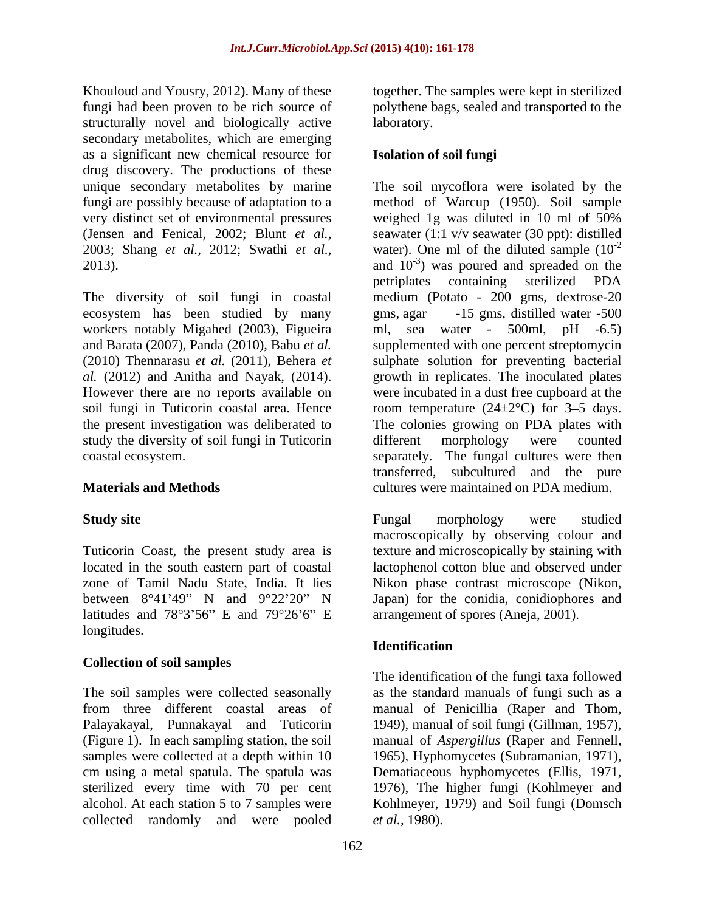Khouloud and Yousry, 2012). Many of these fungi had been proven to be rich source of structurally novel and biologically active secondary metabolites, which are emerging as a significant new chemical resource for drug discovery. The productions of these unique secondary metabolites by marine fungi are possibly because of adaptation to a very distinct set of environmental pressures (Jensen and Fenical, 2002; Blunt *et al.,* 2003; Shang *et al.,* 2012; Swathi *et al.,* 2013).

The diversity of soil fungi in coastal ecosystem has been studied by many workers notably Migahed (2003), Figueira and Barata (2007), Panda (2010), Babu *et al.* (2010) Thennarasu *et al.* (2011), Behera *et al.* (2012) and Anitha and Nayak, (2014). However there are no reports available on soil fungi in Tuticorin coastal area. Hence the present investigation was deliberated to study the diversity of soil fungi in Tuticorin coastal ecosystem.

## Materials and Methods

### Study site

Tuticorin Coast, the present study area is located in the south eastern part of coastal zone of Tamil Nadu State, India. It lies between 8°41'49" N and 9°22'20" N latitudes and 78°3'56" E and 79°26'6" E longitudes.

### Collection of soil samples

The soil samples were collected seasonally from three different coastal areas of Palayakayal, Punnakayal and Tuticorin (Figure 1). In each sampling station, the soil samples were collected at a depth within 10 cm using a metal spatula. The spatula was sterilized every time with 70 per cent alcohol. At each station 5 to 7 samples were collected randomly and were pooled together. The samples were kept in sterilized polythene bags, sealed and transported to the laboratory.

### Isolation of soil fungi

The soil mycoflora were isolated by the method of Warcup (1950). Soil sample weighed 1g was diluted in 10 ml of 50% seawater (1:1 v/v seawater (30 ppt): distilled water). One ml of the diluted sample ($10^{-2}$ and $10^{-3}$) was poured and spreaded on the petriplates containing sterilized PDA medium (Potato - 200 gms, dextrose-20 gms, agar -15 gms, distilled water -500 ml, sea water - 500ml, pH -6.5) supplemented with one percent streptomycin sulphate solution for preventing bacterial growth in replicates. The inoculated plates were incubated in a dust free cupboard at the room temperature (24±2°C) for 3–5 days. The colonies growing on PDA plates with different morphology were counted separately. The fungal cultures were then transferred, subcultured and the pure cultures were maintained on PDA medium.

Fungal morphology were studied macroscopically by observing colour and texture and microscopically by staining with lactophenol cotton blue and observed under Nikon phase contrast microscope (Nikon, Japan) for the conidia, conidiophores and arrangement of spores (Aneja, 2001).

### Identification

The identification of the fungi taxa followed as the standard manuals of fungi such as a manual of Penicillia (Raper and Thom, 1949), manual of soil fungi (Gillman, 1957), manual of *Aspergillus* (Raper and Fennell, 1965), Hyphomycetes (Subramanian, 1971), Dematiaceous hyphomycetes (Ellis, 1971, 1976), The higher fungi (Kohlmeyer and Kohlmeyer, 1979) and Soil fungi (Domsch *et al.,* 1980).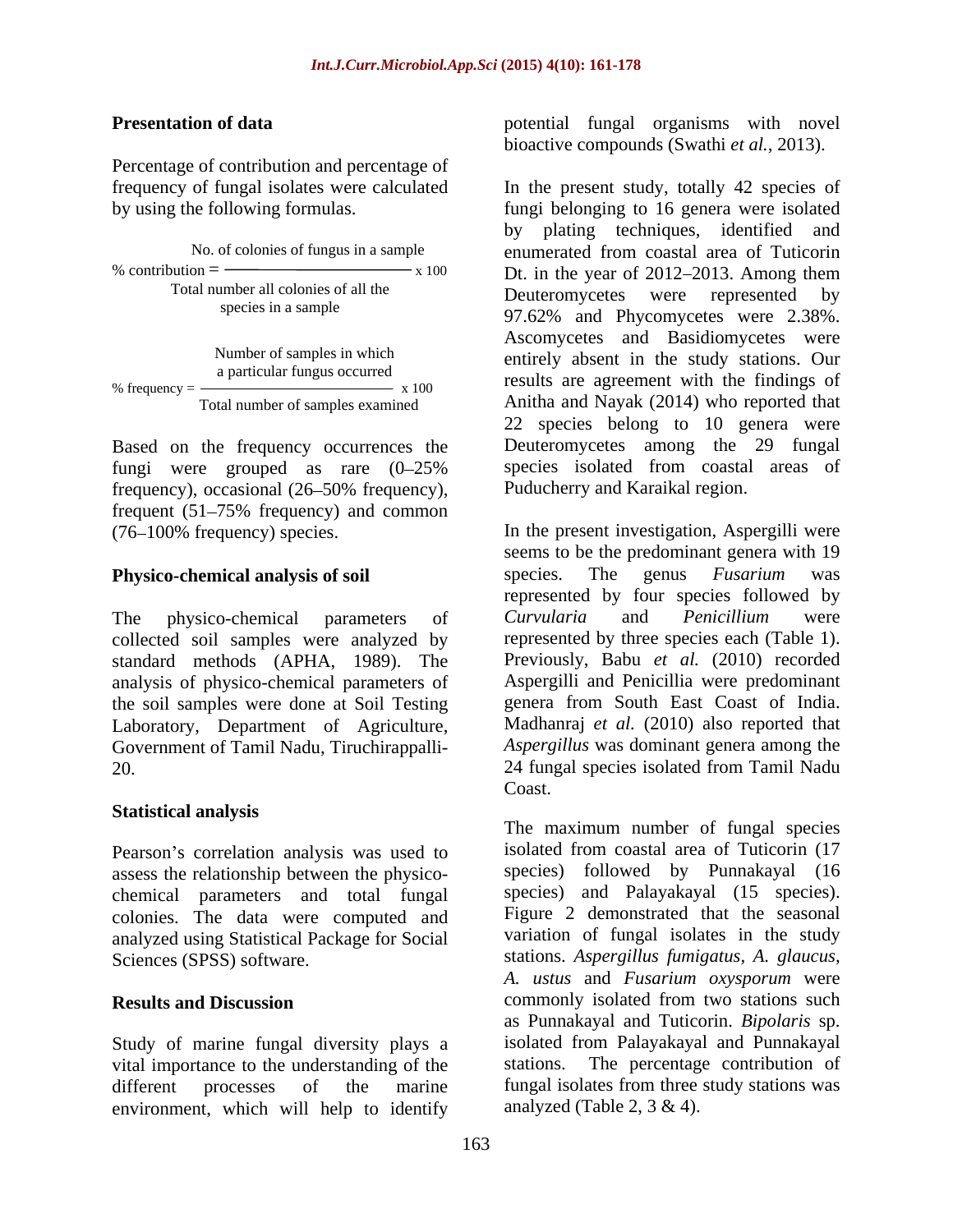## Presentation of data

Percentage of contribution and percentage of frequency of fungal isolates were calculated by using the following formulas.

$$\% \text{ contribution} = \frac{\text{No. of colonies of fungus in a sample}}{\text{Total number all colonies of all the species in a sample}} \times 100$$

$$\% \text{ frequency} = \frac{\text{Number of samples in which a particular fungus occurred}}{\text{Total number of samples examined}} \times 100$$

Based on the frequency occurrences the fungi were grouped as rare (0–25% frequency), occasional (26–50% frequency), frequent (51–75% frequency) and common (76–100% frequency) species.

## Physico-chemical analysis of soil

The physico-chemical parameters of collected soil samples were analyzed by standard methods (APHA, 1989). The analysis of physico-chemical parameters of the soil samples were done at Soil Testing Laboratory, Department of Agriculture, Government of Tamil Nadu, Tiruchirappalli-20.

## Statistical analysis

Pearson's correlation analysis was used to assess the relationship between the physico-chemical parameters and total fungal colonies. The data were computed and analyzed using Statistical Package for Social Sciences (SPSS) software.

## Results and Discussion

Study of marine fungal diversity plays a vital importance to the understanding of the different processes of the marine environment, which will help to identify potential fungal organisms with novel bioactive compounds (Swathi *et al.*, 2013).

In the present study, totally 42 species of fungi belonging to 16 genera were isolated by plating techniques, identified and enumerated from coastal area of Tuticorin Dt. in the year of 2012–2013. Among them Deuteromycetes were represented by 97.62% and Phycomycetes were 2.38%. Ascomycetes and Basidiomycetes were entirely absent in the study stations. Our results are agreement with the findings of Anitha and Nayak (2014) who reported that 22 species belong to 10 genera were Deuteromycetes among the 29 fungal species isolated from coastal areas of Puducherry and Karaikal region.

In the present investigation, Aspergilli were seems to be the predominant genera with 19 species. The genus *Fusarium* was represented by four species followed by *Curvularia* and *Penicillium* were represented by three species each (Table 1). Previously, Babu *et al.* (2010) recorded Aspergilli and Penicillia were predominant genera from South East Coast of India. Madhanraj *et al.* (2010) also reported that *Aspergillus* was dominant genera among the 24 fungal species isolated from Tamil Nadu Coast.

The maximum number of fungal species isolated from coastal area of Tuticorin (17 species) followed by Punnakayal (16 species) and Palayakayal (15 species). Figure 2 demonstrated that the seasonal variation of fungal isolates in the study stations. *Aspergillus fumigatus, A. glaucus, A. ustus* and *Fusarium oxysporum* were commonly isolated from two stations such as Punnakayal and Tuticorin. *Bipolaris* sp. isolated from Palayakayal and Punnakayal stations. The percentage contribution of fungal isolates from three study stations was analyzed (Table 2, 3 & 4).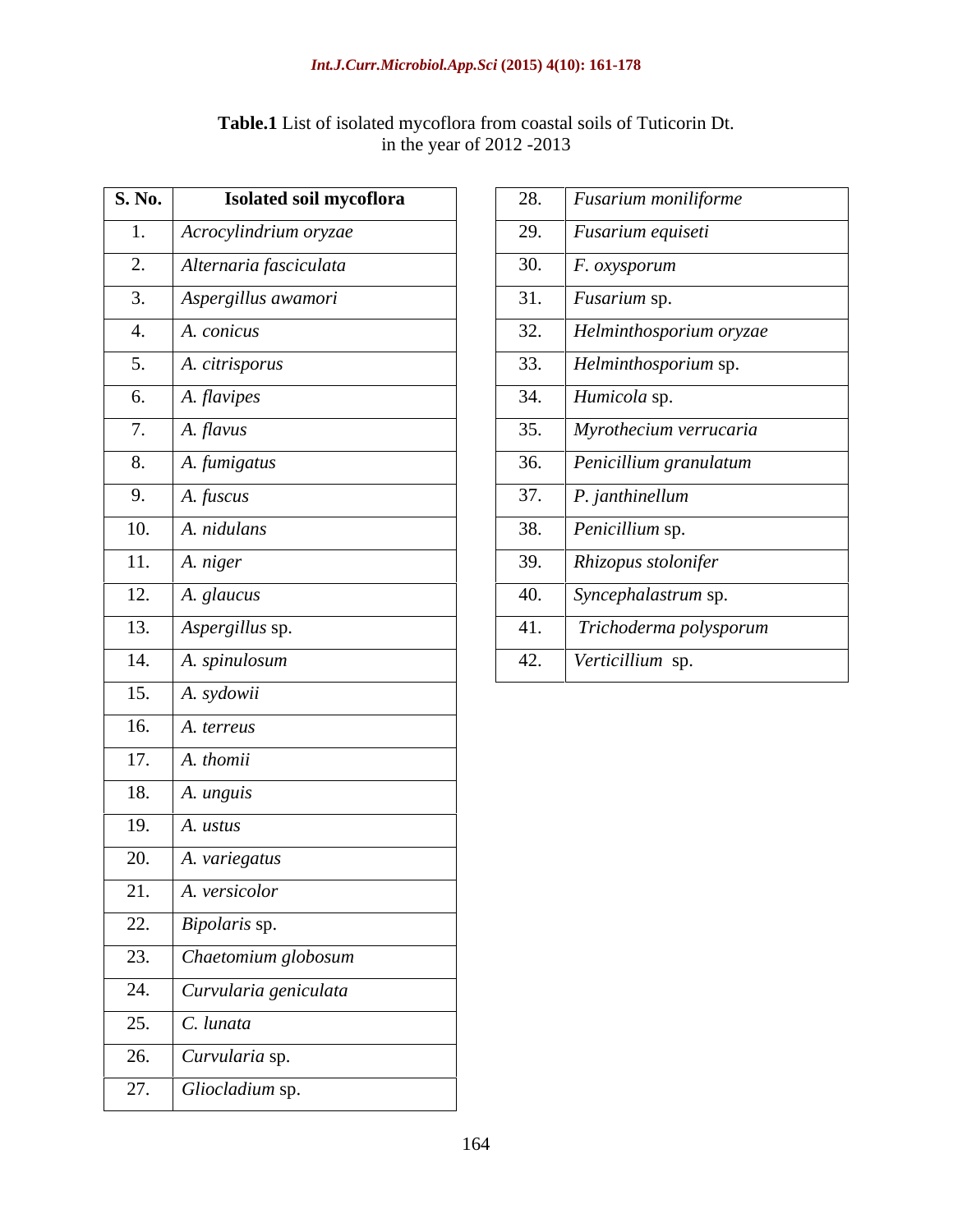**Table.1** List of isolated mycoflora from coastal soils of Tuticorin Dt. in the year of 2012 -2013

| S. No. | Isolated soil mycoflora |
|---|---|
| 1. | *Acrocylindrium oryzae* |
| 2. | *Alternaria fasciculata* |
| 3. | *Aspergillus awamori* |
| 4. | *A. conicus* |
| 5. | *A. citrisporus* |
| 6. | *A. flavipes* |
| 7. | *A. flavus* |
| 8. | *A. fumigatus* |
| 9. | *A. fuscus* |
| 10. | *A. nidulans* |
| 11. | *A. niger* |
| 12. | *A. glaucus* |
| 13. | *Aspergillus* sp. |
| 14. | *A. spinulosum* |
| 15. | *A. sydowii* |
| 16. | *A. terreus* |
| 17. | *A. thomii* |
| 18. | *A. unguis* |
| 19. | *A. ustus* |
| 20. | *A. variegatus* |
| 21. | *A. versicolor* |
| 22. | *Bipolaris* sp. |
| 23. | *Chaetomium globosum* |
| 24. | *Curvularia geniculata* |
| 25. | *C. lunata* |
| 26. | *Curvularia* sp. |
| 27. | *Gliocladium* sp. |
| 28. | *Fusarium moniliforme* |
| 29. | *Fusarium equiseti* |
| 30. | *F. oxysporum* |
| 31. | *Fusarium* sp. |
| 32. | *Helminthosporium oryzae* |
| 33. | *Helminthosporium* sp. |
| 34. | *Humicola* sp. |
| 35. | *Myrothecium verrucaria* |
| 36. | *Penicillium granulatum* |
| 37. | *P. janthinellum* |
| 38. | *Penicillium* sp. |
| 39. | *Rhizopus stolonifer* |
| 40. | *Syncephalastrum* sp. |
| 41. | *Trichoderma polysporum* |
| 42. | *Verticillium* sp. |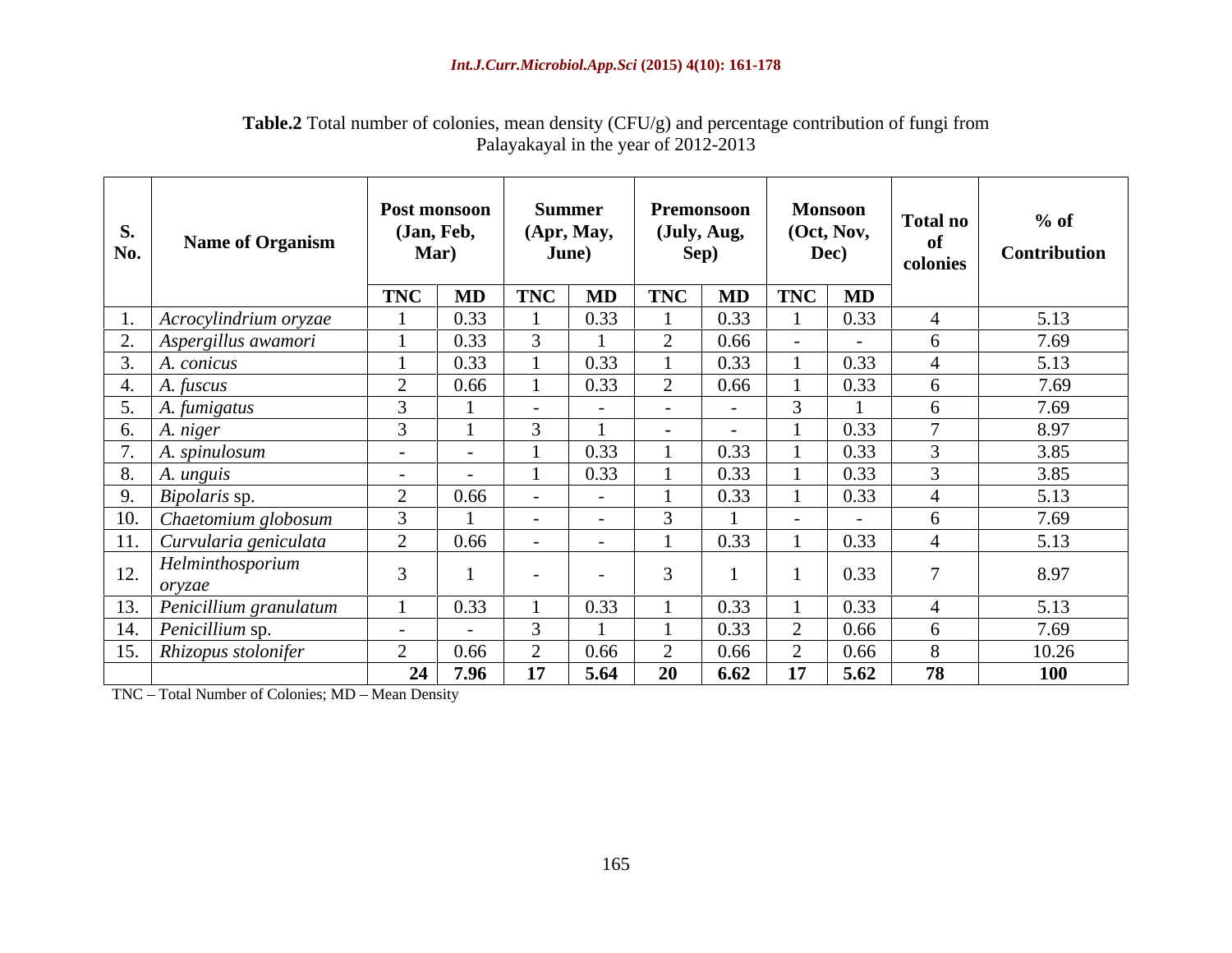**Table.2** Total number of colonies, mean density (CFU/g) and percentage contribution of fungi from Palayakayal in the year of 2012-2013

| S. No. | Name of Organism | Post monsoon (Jan, Feb, Mar) | | Summer (Apr, May, June) | | Premonsoon (July, Aug, Sep) | | Monsoon (Oct, Nov, Dec) | | Total no of colonies | % of Contribution |
|---|---|---|---|---|---|---|---|---|---|---|---|
| | | TNC | MD | TNC | MD | TNC | MD | TNC | MD | | |
| 1. | *Acrocylindrium oryzae* | 1 | 0.33 | 1 | 0.33 | 1 | 0.33 | 1 | 0.33 | 4 | 5.13 |
| 2. | *Aspergillus awamori* | 1 | 0.33 | 3 | 1 | 2 | 0.66 | - | - | 6 | 7.69 |
| 3. | *A. conicus* | 1 | 0.33 | 1 | 0.33 | 1 | 0.33 | 1 | 0.33 | 4 | 5.13 |
| 4. | *A. fuscus* | 2 | 0.66 | 1 | 0.33 | 2 | 0.66 | 1 | 0.33 | 6 | 7.69 |
| 5. | *A. fumigatus* | 3 | 1 | - | - | - | - | 3 | 1 | 6 | 7.69 |
| 6. | *A. niger* | 3 | 1 | 3 | 1 | - | - | 1 | 0.33 | 7 | 8.97 |
| 7. | *A. spinulosum* | - | - | 1 | 0.33 | 1 | 0.33 | 1 | 0.33 | 3 | 3.85 |
| 8. | *A. unguis* | - | - | 1 | 0.33 | 1 | 0.33 | 1 | 0.33 | 3 | 3.85 |
| 9. | *Bipolaris* sp. | 2 | 0.66 | - | - | 1 | 0.33 | 1 | 0.33 | 4 | 5.13 |
| 10. | *Chaetomium globosum* | 3 | 1 | - | - | 3 | 1 | - | - | 6 | 7.69 |
| 11. | *Curvularia geniculata* | 2 | 0.66 | - | - | 1 | 0.33 | 1 | 0.33 | 4 | 5.13 |
| 12. | *Helminthosporium oryzae* | 3 | 1 | - | - | 3 | 1 | 1 | 0.33 | 7 | 8.97 |
| 13. | *Penicillium granulatum* | 1 | 0.33 | 1 | 0.33 | 1 | 0.33 | 1 | 0.33 | 4 | 5.13 |
| 14. | *Penicillium* sp. | - | - | 3 | 1 | 1 | 0.33 | 2 | 0.66 | 6 | 7.69 |
| 15. | *Rhizopus stolonifer* | 2 | 0.66 | 2 | 0.66 | 2 | 0.66 | 2 | 0.66 | 8 | 10.26 |
| | | **24** | **7.96** | **17** | **5.64** | **20** | **6.62** | **17** | **5.62** | **78** | **100** |

TNC – Total Number of Colonies; MD – Mean Density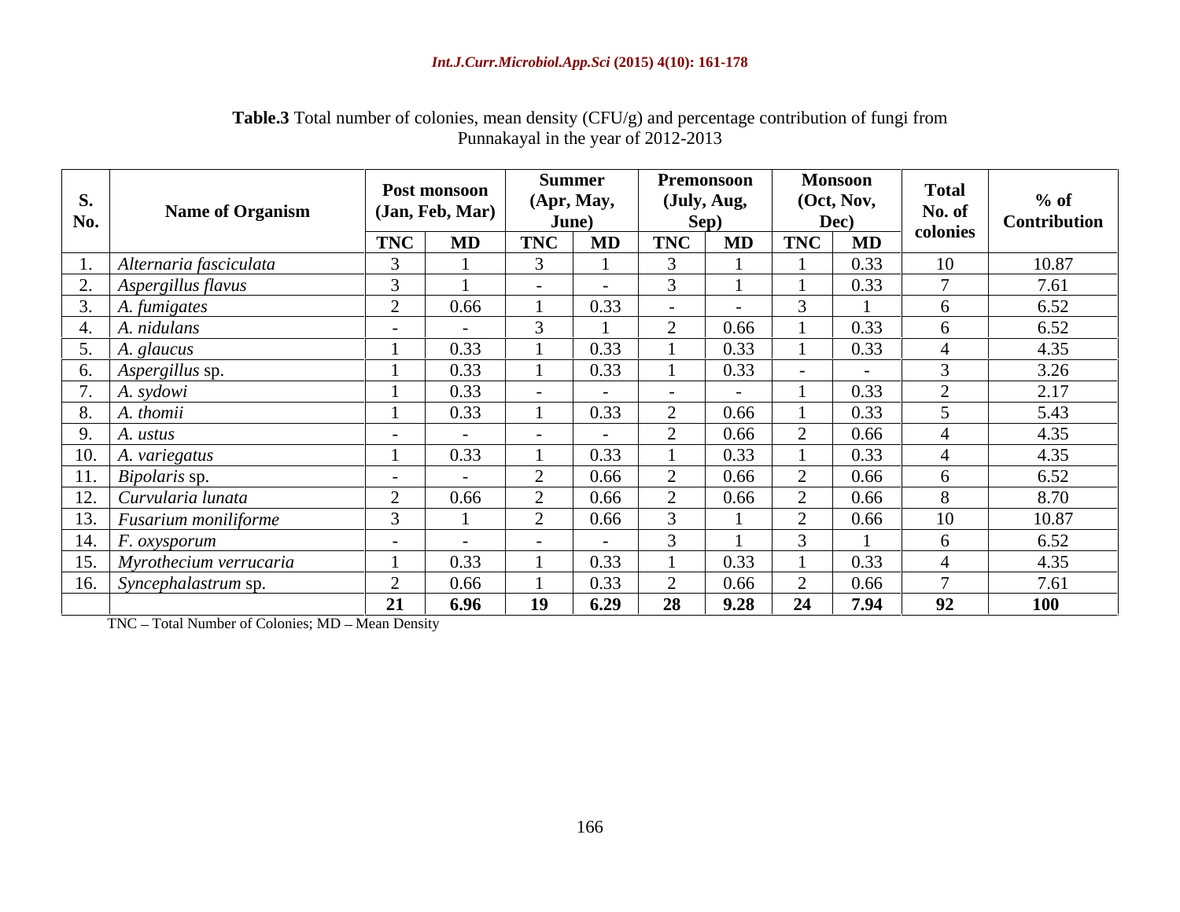**Table.3** Total number of colonies, mean density (CFU/g) and percentage contribution of fungi from Punnakayal in the year of 2012-2013

| S. No. | Name of Organism | Post monsoon (Jan, Feb, Mar) | | Summer (Apr, May, June) | | Premonsoon (July, Aug, Sep) | | Monsoon (Oct, Nov, Dec) | | Total No. of colonies | % of Contribution |
|---|---|---|---|---|---|---|---|---|---|---|---|
| | | TNC | MD | TNC | MD | TNC | MD | TNC | MD | | |
| 1. | *Alternaria fasciculata* | 3 | 1 | 3 | 1 | 3 | 1 | 1 | 0.33 | 10 | 10.87 |
| 2. | *Aspergillus flavus* | 3 | 1 | - | - | 3 | 1 | 1 | 0.33 | 7 | 7.61 |
| 3. | *A. fumigates* | 2 | 0.66 | 1 | 0.33 | - | - | 3 | 1 | 6 | 6.52 |
| 4. | *A. nidulans* | - | - | 3 | 1 | 2 | 0.66 | 1 | 0.33 | 6 | 6.52 |
| 5. | *A. glaucus* | 1 | 0.33 | 1 | 0.33 | 1 | 0.33 | 1 | 0.33 | 4 | 4.35 |
| 6. | *Aspergillus* sp. | 1 | 0.33 | 1 | 0.33 | 1 | 0.33 | - | - | 3 | 3.26 |
| 7. | *A. sydowi* | 1 | 0.33 | - | - | - | - | 1 | 0.33 | 2 | 2.17 |
| 8. | *A. thomii* | 1 | 0.33 | 1 | 0.33 | 2 | 0.66 | 1 | 0.33 | 5 | 5.43 |
| 9. | *A. ustus* | - | - | - | - | 2 | 0.66 | 2 | 0.66 | 4 | 4.35 |
| 10. | *A. variegatus* | 1 | 0.33 | 1 | 0.33 | 1 | 0.33 | 1 | 0.33 | 4 | 4.35 |
| 11. | *Bipolaris* sp. | - | - | 2 | 0.66 | 2 | 0.66 | 2 | 0.66 | 6 | 6.52 |
| 12. | *Curvularia lunata* | 2 | 0.66 | 2 | 0.66 | 2 | 0.66 | 2 | 0.66 | 8 | 8.70 |
| 13. | *Fusarium moniliforme* | 3 | 1 | 2 | 0.66 | 3 | 1 | 2 | 0.66 | 10 | 10.87 |
| 14. | *F. oxysporum* | - | - | - | - | 3 | 1 | 3 | 1 | 6 | 6.52 |
| 15. | *Myrothecium verrucaria* | 1 | 0.33 | 1 | 0.33 | 1 | 0.33 | 1 | 0.33 | 4 | 4.35 |
| 16. | *Syncephalastrum* sp. | 2 | 0.66 | 1 | 0.33 | 2 | 0.66 | 2 | 0.66 | 7 | 7.61 |
| | | **21** | **6.96** | **19** | **6.29** | **28** | **9.28** | **24** | **7.94** | **92** | **100** |

TNC – Total Number of Colonies; MD – Mean Density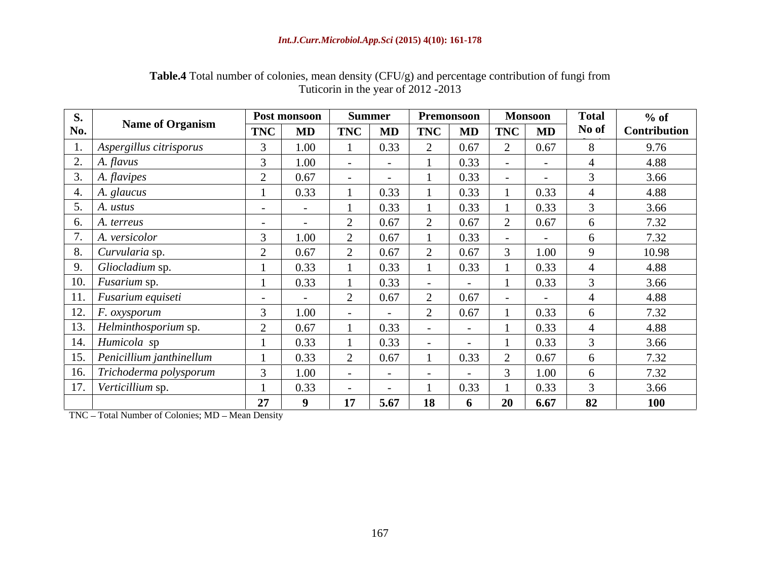**Table.4** Total number of colonies, mean density (CFU/g) and percentage contribution of fungi from Tuticorin in the year of 2012 -2013

| S. No. | Name of Organism | Post monsoon | | Summer | | Premonsoon | | Monsoon | | Total No of | % of Contribution |
|---|---|---|---|---|---|---|---|---|---|---|---|
| | | TNC | MD | TNC | MD | TNC | MD | TNC | MD | | |
| 1. | *Aspergillus citrisporus* | 3 | 1.00 | 1 | 0.33 | 2 | 0.67 | 2 | 0.67 | 8 | 9.76 |
| 2. | *A. flavus* | 3 | 1.00 | - | - | 1 | 0.33 | - | - | 4 | 4.88 |
| 3. | *A. flavipes* | 2 | 0.67 | - | - | 1 | 0.33 | - | - | 3 | 3.66 |
| 4. | *A. glaucus* | 1 | 0.33 | 1 | 0.33 | 1 | 0.33 | 1 | 0.33 | 4 | 4.88 |
| 5. | *A. ustus* | - | - | 1 | 0.33 | 1 | 0.33 | 1 | 0.33 | 3 | 3.66 |
| 6. | *A. terreus* | - | - | 2 | 0.67 | 2 | 0.67 | 2 | 0.67 | 6 | 7.32 |
| 7. | *A. versicolor* | 3 | 1.00 | 2 | 0.67 | 1 | 0.33 | - | - | 6 | 7.32 |
| 8. | *Curvularia* sp. | 2 | 0.67 | 2 | 0.67 | 2 | 0.67 | 3 | 1.00 | 9 | 10.98 |
| 9. | *Gliocladium* sp. | 1 | 0.33 | 1 | 0.33 | 1 | 0.33 | 1 | 0.33 | 4 | 4.88 |
| 10. | *Fusarium* sp. | 1 | 0.33 | 1 | 0.33 | - | - | 1 | 0.33 | 3 | 3.66 |
| 11. | *Fusarium equiseti* | - | - | 2 | 0.67 | 2 | 0.67 | - | - | 4 | 4.88 |
| 12. | *F. oxysporum* | 3 | 1.00 | - | - | 2 | 0.67 | 1 | 0.33 | 6 | 7.32 |
| 13. | *Helminthosporium* sp. | 2 | 0.67 | 1 | 0.33 | - | - | 1 | 0.33 | 4 | 4.88 |
| 14. | *Humicola* sp | 1 | 0.33 | 1 | 0.33 | - | - | 1 | 0.33 | 3 | 3.66 |
| 15. | *Penicillium janthinellum* | 1 | 0.33 | 2 | 0.67 | 1 | 0.33 | 2 | 0.67 | 6 | 7.32 |
| 16. | *Trichoderma polysporum* | 3 | 1.00 | - | - | - | - | 3 | 1.00 | 6 | 7.32 |
| 17. | *Verticillium* sp. | 1 | 0.33 | - | - | 1 | 0.33 | 1 | 0.33 | 3 | 3.66 |
| | | **27** | **9** | **17** | **5.67** | **18** | **6** | **20** | **6.67** | **82** | **100** |

TNC – Total Number of Colonies; MD – Mean Density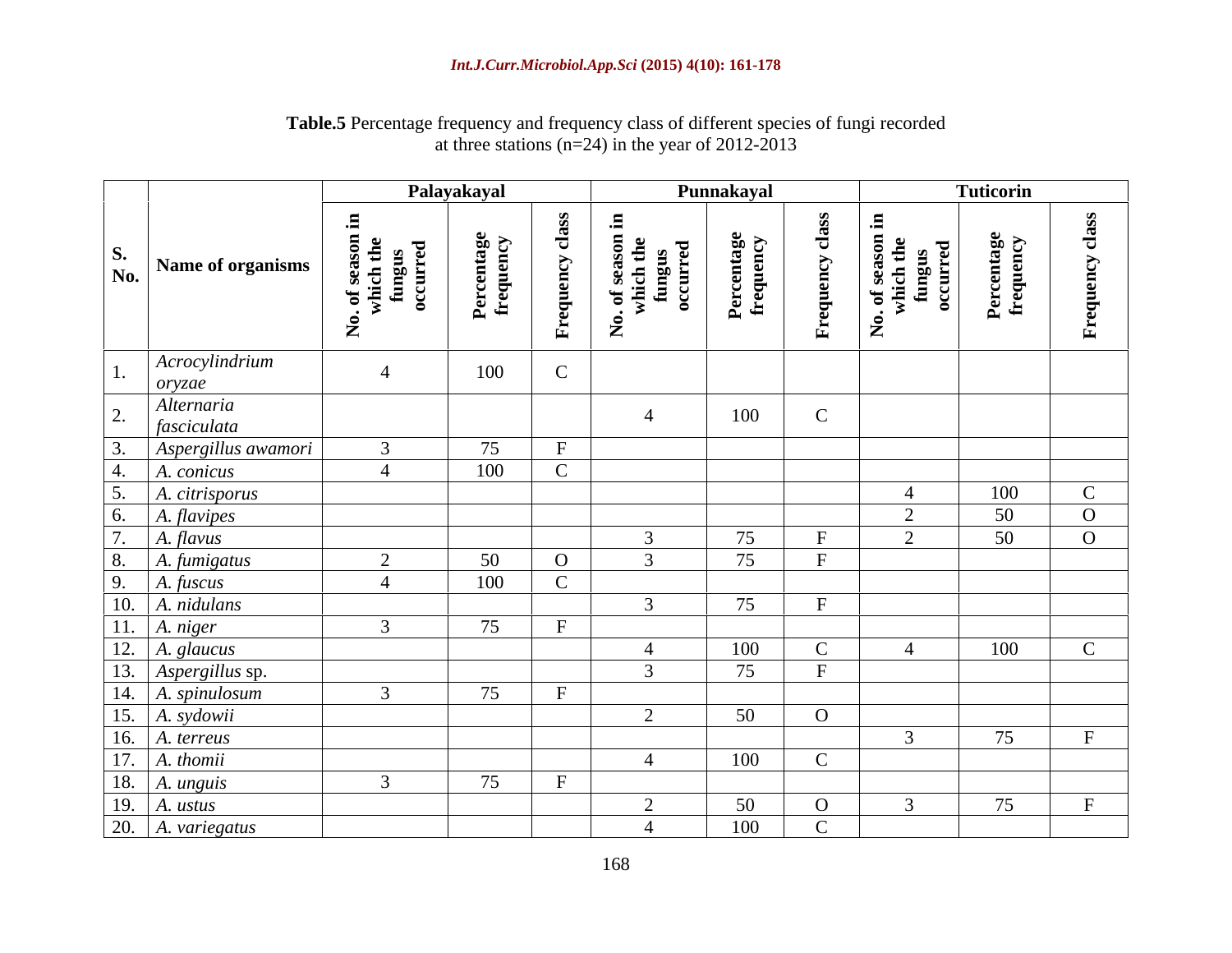**Table.5** Percentage frequency and frequency class of different species of fungi recorded at three stations (n=24) in the year of 2012-2013

| S. No. | Name of organisms | Palayakayal | | | Punnakayal | | | Tuticorin | | |
|---|---|---|---|---|---|---|---|---|---|---|
| | | No. of season in which the fungus occurred | Percentage frequency | Frequency class | No. of season in which the fungus occurred | Percentage frequency | Frequency class | No. of season in which the fungus occurred | Percentage frequency | Frequency class |
| 1. | *Acrocylindrium oryzae* | 4 | 100 | C | | | | | | |
| 2. | *Alternaria fasciculata* | | | | 4 | 100 | C | | | |
| 3. | *Aspergillus awamori* | 3 | 75 | F | | | | | | |
| 4. | *A. conicus* | 4 | 100 | C | | | | | | |
| 5. | *A. citrisporus* | | | | | | | 4 | 100 | C |
| 6. | *A. flavipes* | | | | | | | 2 | 50 | O |
| 7. | *A. flavus* | | | | 3 | 75 | F | 2 | 50 | O |
| 8. | *A. fumigatus* | 2 | 50 | O | 3 | 75 | F | | | |
| 9. | *A. fuscus* | 4 | 100 | C | | | | | | |
| 10. | *A. nidulans* | | | | 3 | 75 | F | | | |
| 11. | *A. niger* | 3 | 75 | F | | | | | | |
| 12. | *A. glaucus* | | | | 4 | 100 | C | 4 | 100 | C |
| 13. | *Aspergillus* sp. | | | | 3 | 75 | F | | | |
| 14. | *A. spinulosum* | 3 | 75 | F | | | | | | |
| 15. | *A. sydowii* | | | | 2 | 50 | O | | | |
| 16. | *A. terreus* | | | | | | | 3 | 75 | F |
| 17. | *A. thomii* | | | | 4 | 100 | C | | | |
| 18. | *A. unguis* | 3 | 75 | F | | | | | | |
| 19. | *A. ustus* | | | | 2 | 50 | O | 3 | 75 | F |
| 20. | *A. variegatus* | | | | 4 | 100 | C | | | |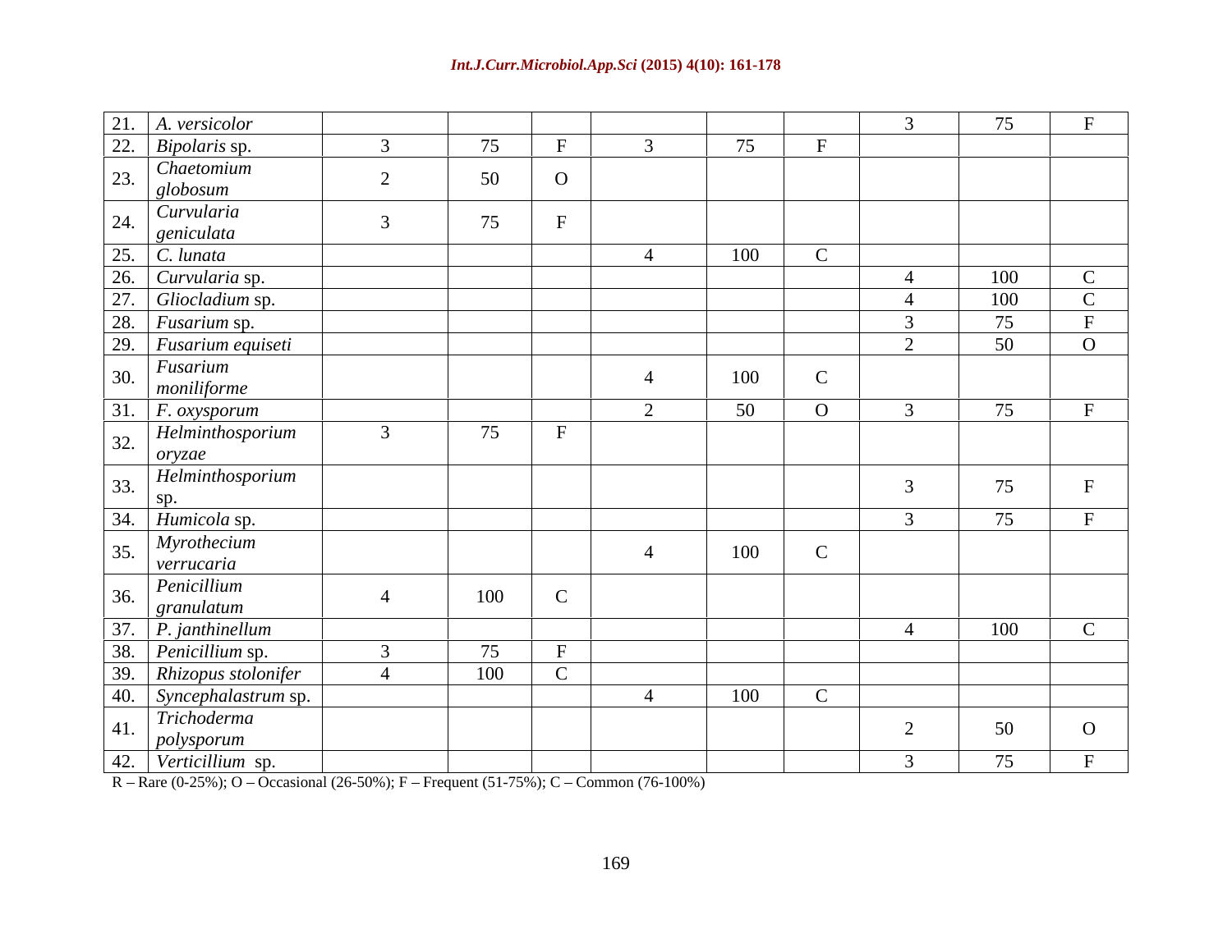| | | | | | | | | | | |
|---|---|---|---|---|---|---|---|---|---|---|
| 21. | *A. versicolor* | | | | | | | 3 | 75 | F |
| 22. | *Bipolaris* sp. | 3 | 75 | F | 3 | 75 | F | | | |
| 23. | *Chaetomium globosum* | 2 | 50 | O | | | | | | |
| 24. | *Curvularia geniculata* | 3 | 75 | F | | | | | | |
| 25. | *C. lunata* | | | | 4 | 100 | C | | | |
| 26. | *Curvularia* sp. | | | | | | | 4 | 100 | C |
| 27. | *Gliocladium* sp. | | | | | | | 4 | 100 | C |
| 28. | *Fusarium* sp. | | | | | | | 3 | 75 | F |
| 29. | *Fusarium equiseti* | | | | | | | 2 | 50 | O |
| 30. | *Fusarium moniliforme* | | | | 4 | 100 | C | | | |
| 31. | *F. oxysporum* | | | | 2 | 50 | O | 3 | 75 | F |
| 32. | *Helminthosporium oryzae* | 3 | 75 | F | | | | | | |
| 33. | *Helminthosporium* sp. | | | | | | | 3 | 75 | F |
| 34. | *Humicola* sp. | | | | | | | 3 | 75 | F |
| 35. | *Myrothecium verrucaria* | | | | 4 | 100 | C | | | |
| 36. | *Penicillium granulatum* | 4 | 100 | C | | | | | | |
| 37. | *P. janthinellum* | | | | | | | 4 | 100 | C |
| 38. | *Penicillium* sp. | 3 | 75 | F | | | | | | |
| 39. | *Rhizopus stolonifer* | 4 | 100 | C | | | | | | |
| 40. | *Syncephalastrum* sp. | | | | 4 | 100 | C | | | |
| 41. | *Trichoderma polysporum* | | | | | | | 2 | 50 | O |
| 42. | *Verticillium* sp. | | | | | | | 3 | 75 | F |

R – Rare (0-25%); O – Occasional (26-50%); F – Frequent (51-75%); C – Common (76-100%)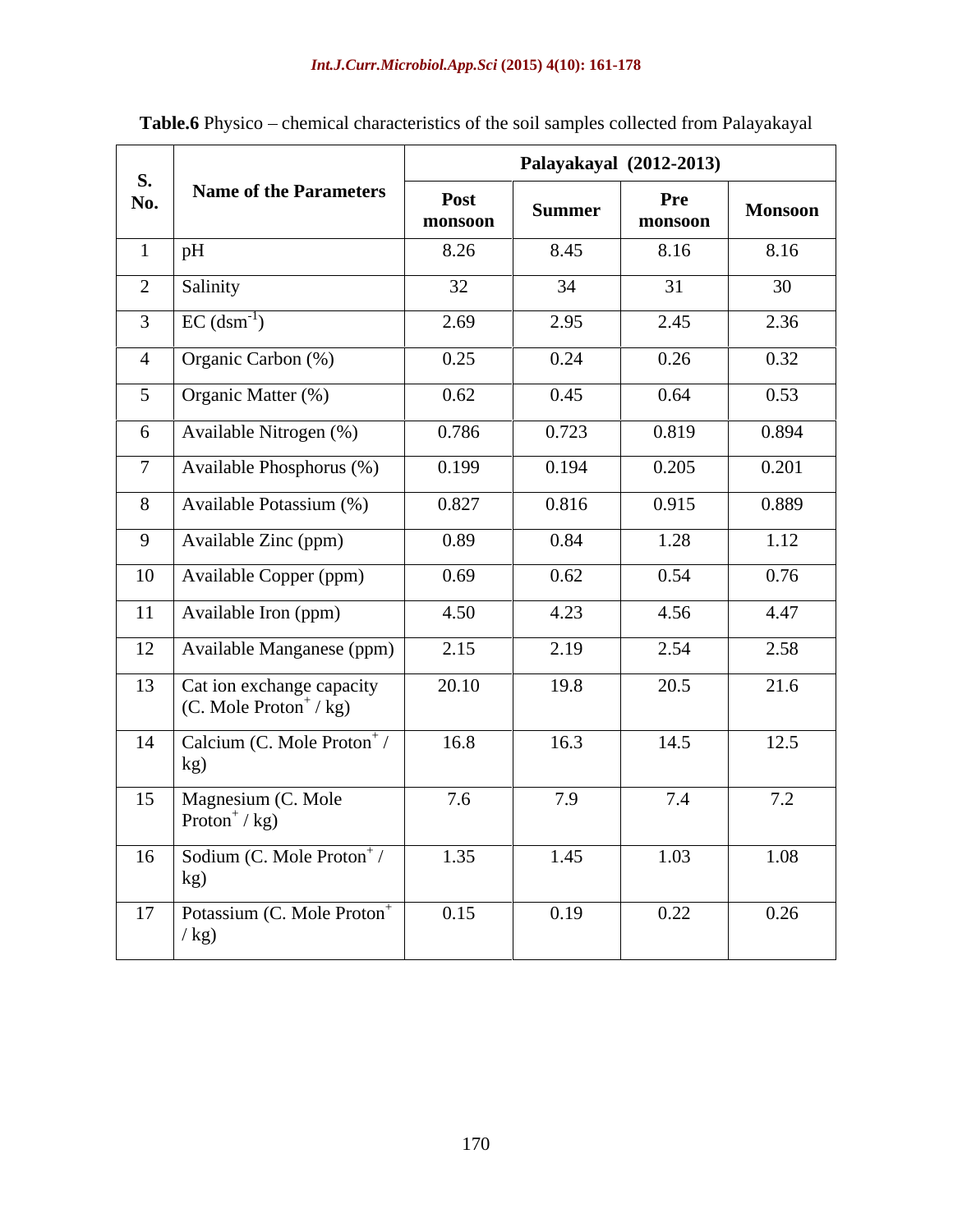**Table.6** Physico – chemical characteristics of the soil samples collected from Palayakayal

| S. No. | Name of the Parameters | Palayakayal (2012-2013) | | | |
|---|---|---|---|---|---|
| | | Post monsoon | Summer | Pre monsoon | Monsoon |
| 1 | pH | 8.26 | 8.45 | 8.16 | 8.16 |
| 2 | Salinity | 32 | 34 | 31 | 30 |
| 3 | EC ($dsm^{-1}$) | 2.69 | 2.95 | 2.45 | 2.36 |
| 4 | Organic Carbon (%) | 0.25 | 0.24 | 0.26 | 0.32 |
| 5 | Organic Matter (%) | 0.62 | 0.45 | 0.64 | 0.53 |
| 6 | Available Nitrogen (%) | 0.786 | 0.723 | 0.819 | 0.894 |
| 7 | Available Phosphorus (%) | 0.199 | 0.194 | 0.205 | 0.201 |
| 8 | Available Potassium (%) | 0.827 | 0.816 | 0.915 | 0.889 |
| 9 | Available Zinc (ppm) | 0.89 | 0.84 | 1.28 | 1.12 |
| 10 | Available Copper (ppm) | 0.69 | 0.62 | 0.54 | 0.76 |
| 11 | Available Iron (ppm) | 4.50 | 4.23 | 4.56 | 4.47 |
| 12 | Available Manganese (ppm) | 2.15 | 2.19 | 2.54 | 2.58 |
| 13 | Cat ion exchange capacity (C. Mole $Proton^{+}$ / kg) | 20.10 | 19.8 | 20.5 | 21.6 |
| 14 | Calcium (C. Mole $Proton^{+}$ / kg) | 16.8 | 16.3 | 14.5 | 12.5 |
| 15 | Magnesium (C. Mole $Proton^{+}$ / kg) | 7.6 | 7.9 | 7.4 | 7.2 |
| 16 | Sodium (C. Mole $Proton^{+}$ / kg) | 1.35 | 1.45 | 1.03 | 1.08 |
| 17 | Potassium (C. Mole $Proton^{+}$ / kg) | 0.15 | 0.19 | 0.22 | 0.26 |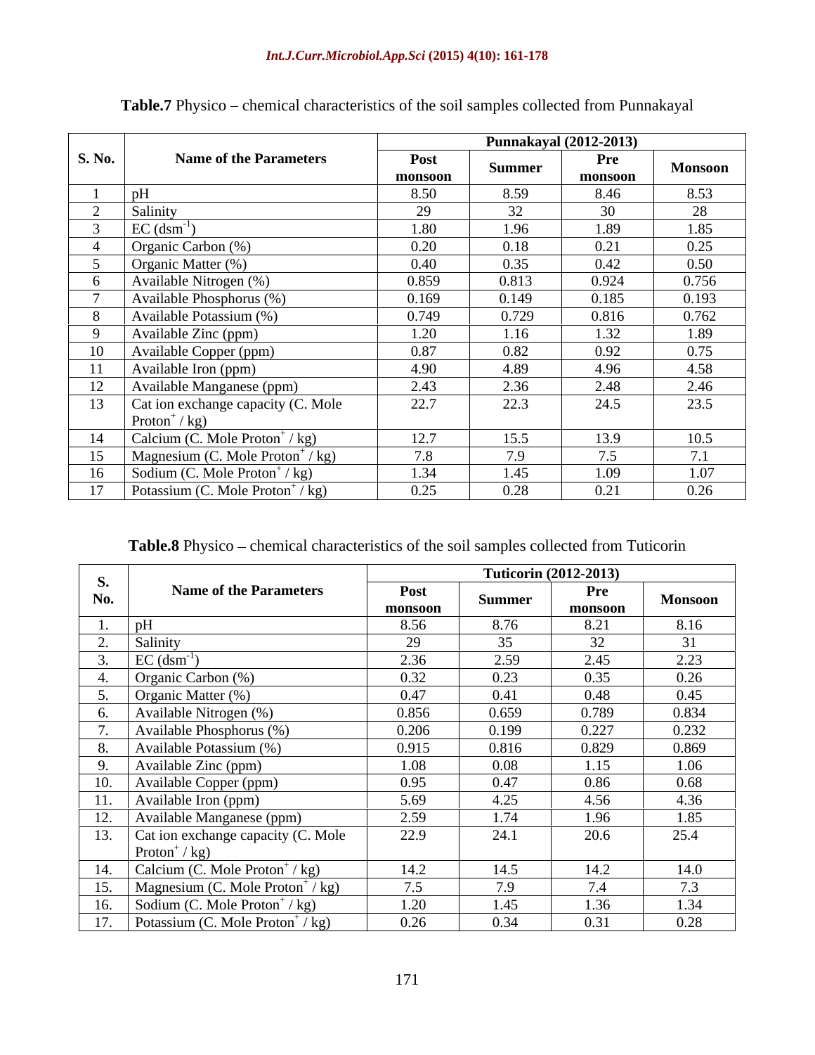**Table.7** Physico – chemical characteristics of the soil samples collected from Punnakayal

| S. No. | Name of the Parameters | Punnakayal (2012-2013) | | | |
|---|---|---|---|---|---|
| | | Post monsoon | Summer | Pre monsoon | Monsoon |
| 1 | pH | 8.50 | 8.59 | 8.46 | 8.53 |
| 2 | Salinity | 29 | 32 | 30 | 28 |
| 3 | EC ($dsm^{-1}$) | 1.80 | 1.96 | 1.89 | 1.85 |
| 4 | Organic Carbon (%) | 0.20 | 0.18 | 0.21 | 0.25 |
| 5 | Organic Matter (%) | 0.40 | 0.35 | 0.42 | 0.50 |
| 6 | Available Nitrogen (%) | 0.859 | 0.813 | 0.924 | 0.756 |
| 7 | Available Phosphorus (%) | 0.169 | 0.149 | 0.185 | 0.193 |
| 8 | Available Potassium (%) | 0.749 | 0.729 | 0.816 | 0.762 |
| 9 | Available Zinc (ppm) | 1.20 | 1.16 | 1.32 | 1.89 |
| 10 | Available Copper (ppm) | 0.87 | 0.82 | 0.92 | 0.75 |
| 11 | Available Iron (ppm) | 4.90 | 4.89 | 4.96 | 4.58 |
| 12 | Available Manganese (ppm) | 2.43 | 2.36 | 2.48 | 2.46 |
| 13 | Cat ion exchange capacity (C. Mole Proton$^+$ / kg) | 22.7 | 22.3 | 24.5 | 23.5 |
| 14 | Calcium (C. Mole Proton$^+$ / kg) | 12.7 | 15.5 | 13.9 | 10.5 |
| 15 | Magnesium (C. Mole Proton$^+$ / kg) | 7.8 | 7.9 | 7.5 | 7.1 |
| 16 | Sodium (C. Mole Proton$^+$ / kg) | 1.34 | 1.45 | 1.09 | 1.07 |
| 17 | Potassium (C. Mole Proton$^+$ / kg) | 0.25 | 0.28 | 0.21 | 0.26 |

**Table.8** Physico – chemical characteristics of the soil samples collected from Tuticorin

| S. No. | Name of the Parameters | Tuticorin (2012-2013) | | | |
|---|---|---|---|---|---|
| | | Post monsoon | Summer | Pre monsoon | Monsoon |
| 1. | pH | 8.56 | 8.76 | 8.21 | 8.16 |
| 2. | Salinity | 29 | 35 | 32 | 31 |
| 3. | EC ($dsm^{-1}$) | 2.36 | 2.59 | 2.45 | 2.23 |
| 4. | Organic Carbon (%) | 0.32 | 0.23 | 0.35 | 0.26 |
| 5. | Organic Matter (%) | 0.47 | 0.41 | 0.48 | 0.45 |
| 6. | Available Nitrogen (%) | 0.856 | 0.659 | 0.789 | 0.834 |
| 7. | Available Phosphorus (%) | 0.206 | 0.199 | 0.227 | 0.232 |
| 8. | Available Potassium (%) | 0.915 | 0.816 | 0.829 | 0.869 |
| 9. | Available Zinc (ppm) | 1.08 | 0.08 | 1.15 | 1.06 |
| 10. | Available Copper (ppm) | 0.95 | 0.47 | 0.86 | 0.68 |
| 11. | Available Iron (ppm) | 5.69 | 4.25 | 4.56 | 4.36 |
| 12. | Available Manganese (ppm) | 2.59 | 1.74 | 1.96 | 1.85 |
| 13. | Cat ion exchange capacity (C. Mole Proton$^+$ / kg) | 22.9 | 24.1 | 20.6 | 25.4 |
| 14. | Calcium (C. Mole Proton$^+$ / kg) | 14.2 | 14.5 | 14.2 | 14.0 |
| 15. | Magnesium (C. Mole Proton$^+$ / kg) | 7.5 | 7.9 | 7.4 | 7.3 |
| 16. | Sodium (C. Mole Proton$^+$ / kg) | 1.20 | 1.45 | 1.36 | 1.34 |
| 17. | Potassium (C. Mole Proton$^+$ / kg) | 0.26 | 0.34 | 0.31 | 0.28 |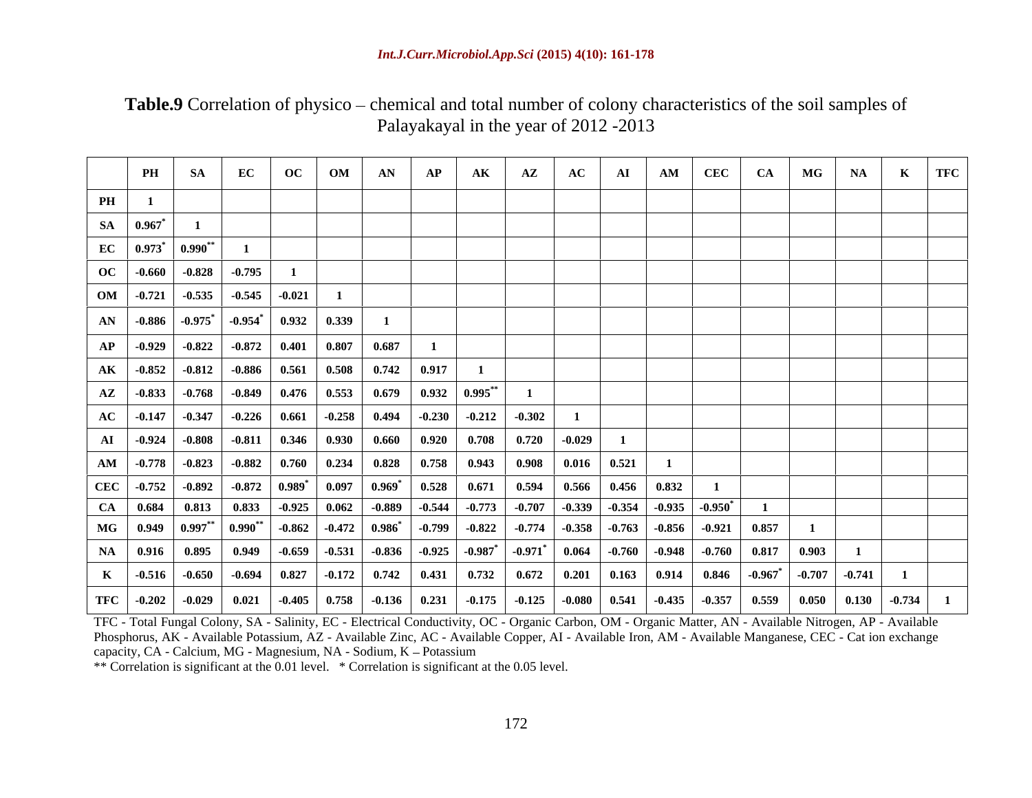**Table.9** Correlation of physico – chemical and total number of colony characteristics of the soil samples of Palayakayal in the year of 2012 -2013

| | PH | SA | EC | OC | OM | AN | AP | AK | AZ | AC | AI | AM | CEC | CA | MG | NA | K | TFC |
|---|---|---|---|---|---|---|---|---|---|---|---|---|---|---|---|---|---|---|
| PH | 1 | | | | | | | | | | | | | | | | | |
| SA | 0.967* | 1 | | | | | | | | | | | | | | | | |
| EC | 0.973* | 0.990** | 1 | | | | | | | | | | | | | | | |
| OC | -0.660 | -0.828 | -0.795 | 1 | | | | | | | | | | | | | | |
| OM | -0.721 | -0.535 | -0.545 | -0.021 | 1 | | | | | | | | | | | | | |
| AN | -0.886 | -0.975* | -0.954* | 0.932 | 0.339 | 1 | | | | | | | | | | | | |
| AP | -0.929 | -0.822 | -0.872 | 0.401 | 0.807 | 0.687 | 1 | | | | | | | | | | | |
| AK | -0.852 | -0.812 | -0.886 | 0.561 | 0.508 | 0.742 | 0.917 | 1 | | | | | | | | | | |
| AZ | -0.833 | -0.768 | -0.849 | 0.476 | 0.553 | 0.679 | 0.932 | 0.995** | 1 | | | | | | | | | |
| AC | -0.147 | -0.347 | -0.226 | 0.661 | -0.258 | 0.494 | -0.230 | -0.212 | -0.302 | 1 | | | | | | | | |
| AI | -0.924 | -0.808 | -0.811 | 0.346 | 0.930 | 0.660 | 0.920 | 0.708 | 0.720 | -0.029 | 1 | | | | | | | |
| AM | -0.778 | -0.823 | -0.882 | 0.760 | 0.234 | 0.828 | 0.758 | 0.943 | 0.908 | 0.016 | 0.521 | 1 | | | | | | |
| CEC | -0.752 | -0.892 | -0.872 | 0.989* | 0.097 | 0.969* | 0.528 | 0.671 | 0.594 | 0.566 | 0.456 | 0.832 | 1 | | | | | |
| CA | 0.684 | 0.813 | 0.833 | -0.925 | 0.062 | -0.889 | -0.544 | -0.773 | -0.707 | -0.339 | -0.354 | -0.935 | -0.950* | 1 | | | | |
| MG | 0.949 | 0.997** | 0.990** | -0.862 | -0.472 | 0.986* | -0.799 | -0.822 | -0.774 | -0.358 | -0.763 | -0.856 | -0.921 | 0.857 | 1 | | | |
| NA | 0.916 | 0.895 | 0.949 | -0.659 | -0.531 | -0.836 | -0.925 | -0.987* | -0.971* | 0.064 | -0.760 | -0.948 | -0.760 | 0.817 | 0.903 | 1 | | |
| K | -0.516 | -0.650 | -0.694 | 0.827 | -0.172 | 0.742 | 0.431 | 0.732 | 0.672 | 0.201 | 0.163 | 0.914 | 0.846 | -0.967* | -0.707 | -0.741 | 1 | |
| TFC | -0.202 | -0.029 | 0.021 | -0.405 | 0.758 | -0.136 | 0.231 | -0.175 | -0.125 | -0.080 | 0.541 | -0.435 | -0.357 | 0.559 | 0.050 | 0.130 | -0.734 | 1 |

TFC - Total Fungal Colony, SA - Salinity, EC - Electrical Conductivity, OC - Organic Carbon, OM - Organic Matter, AN - Available Nitrogen, AP - Available Phosphorus, AK - Available Potassium, AZ - Available Zinc, AC - Available Copper, AI - Available Iron, AM - Available Manganese, CEC - Cat ion exchange capacity, CA - Calcium, MG - Magnesium, NA - Sodium, K – Potassium

** Correlation is significant at the 0.01 level. * Correlation is significant at the 0.05 level.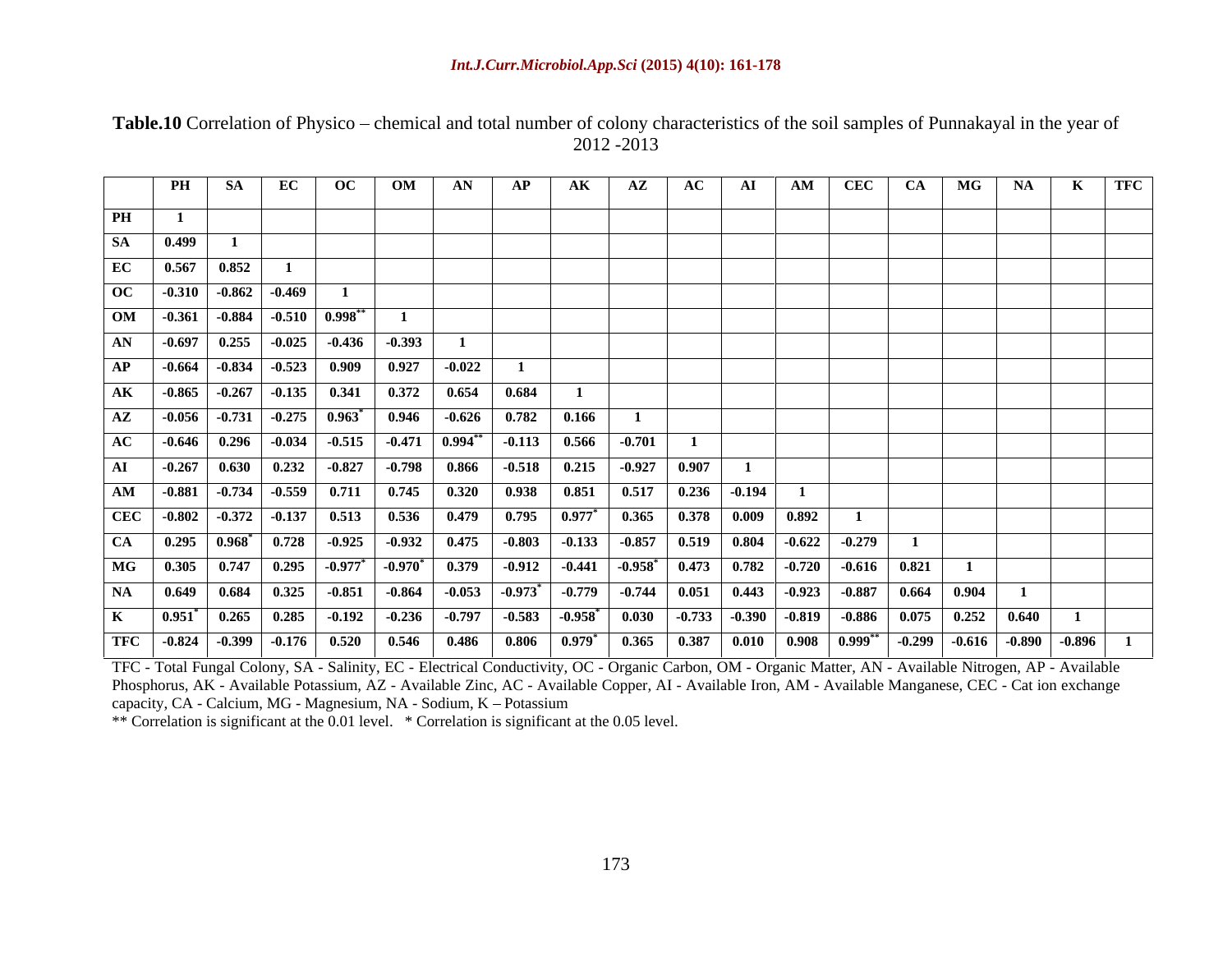**Table.10** Correlation of Physico – chemical and total number of colony characteristics of the soil samples of Punnakayal in the year of 2012 -2013

| | PH | SA | EC | OC | OM | AN | AP | AK | AZ | AC | AI | AM | CEC | CA | MG | NA | K | TFC |
|---|---|---|---|---|---|---|---|---|---|---|---|---|---|---|---|---|---|---|
| **PH** | 1 | | | | | | | | | | | | | | | | | |
| **SA** | 0.499 | 1 | | | | | | | | | | | | | | | | |
| **EC** | 0.567 | 0.852 | 1 | | | | | | | | | | | | | | | |
| **OC** | -0.310 | -0.862 | -0.469 | 1 | | | | | | | | | | | | | | |
| **OM** | -0.361 | -0.884 | -0.510 | 0.998** | 1 | | | | | | | | | | | | | |
| **AN** | -0.697 | 0.255 | -0.025 | -0.436 | -0.393 | 1 | | | | | | | | | | | | |
| **AP** | -0.664 | -0.834 | -0.523 | 0.909 | 0.927 | -0.022 | 1 | | | | | | | | | | | |
| **AK** | -0.865 | -0.267 | -0.135 | 0.341 | 0.372 | 0.654 | 0.684 | 1 | | | | | | | | | | |
| **AZ** | -0.056 | -0.731 | -0.275 | 0.963* | 0.946 | -0.626 | 0.782 | 0.166 | 1 | | | | | | | | | |
| **AC** | -0.646 | 0.296 | -0.034 | -0.515 | -0.471 | 0.994** | -0.113 | 0.566 | -0.701 | 1 | | | | | | | | |
| **AI** | -0.267 | 0.630 | 0.232 | -0.827 | -0.798 | 0.866 | -0.518 | 0.215 | -0.927 | 0.907 | 1 | | | | | | | |
| **AM** | -0.881 | -0.734 | -0.559 | 0.711 | 0.745 | 0.320 | 0.938 | 0.851 | 0.517 | 0.236 | -0.194 | 1 | | | | | | |
| **CEC** | -0.802 | -0.372 | -0.137 | 0.513 | 0.536 | 0.479 | 0.795 | 0.977* | 0.365 | 0.378 | 0.009 | 0.892 | 1 | | | | | |
| **CA** | 0.295 | 0.968* | 0.728 | -0.925 | -0.932 | 0.475 | -0.803 | -0.133 | -0.857 | 0.519 | 0.804 | -0.622 | -0.279 | 1 | | | | |
| **MG** | 0.305 | 0.747 | 0.295 | -0.977* | -0.970* | 0.379 | -0.912 | -0.441 | -0.958* | 0.473 | 0.782 | -0.720 | -0.616 | 0.821 | 1 | | | |
| **NA** | 0.649 | 0.684 | 0.325 | -0.851 | -0.864 | -0.053 | -0.973* | -0.779 | -0.744 | 0.051 | 0.443 | -0.923 | -0.887 | 0.664 | 0.904 | 1 | | |
| **K** | 0.951* | 0.265 | 0.285 | -0.192 | -0.236 | -0.797 | -0.583 | -0.958* | 0.030 | -0.733 | -0.390 | -0.819 | -0.886 | 0.075 | 0.252 | 0.640 | 1 | |
| **TFC** | -0.824 | -0.399 | -0.176 | 0.520 | 0.546 | 0.486 | 0.806 | 0.979* | 0.365 | 0.387 | 0.010 | 0.908 | 0.999** | -0.299 | -0.616 | -0.890 | -0.896 | 1 |

TFC - Total Fungal Colony, SA - Salinity, EC - Electrical Conductivity, OC - Organic Carbon, OM - Organic Matter, AN - Available Nitrogen, AP - Available Phosphorus, AK - Available Potassium, AZ - Available Zinc, AC - Available Copper, AI - Available Iron, AM - Available Manganese, CEC - Cat ion exchange capacity, CA - Calcium, MG - Magnesium, NA - Sodium, K – Potassium

** Correlation is significant at the 0.01 level. * Correlation is significant at the 0.05 level.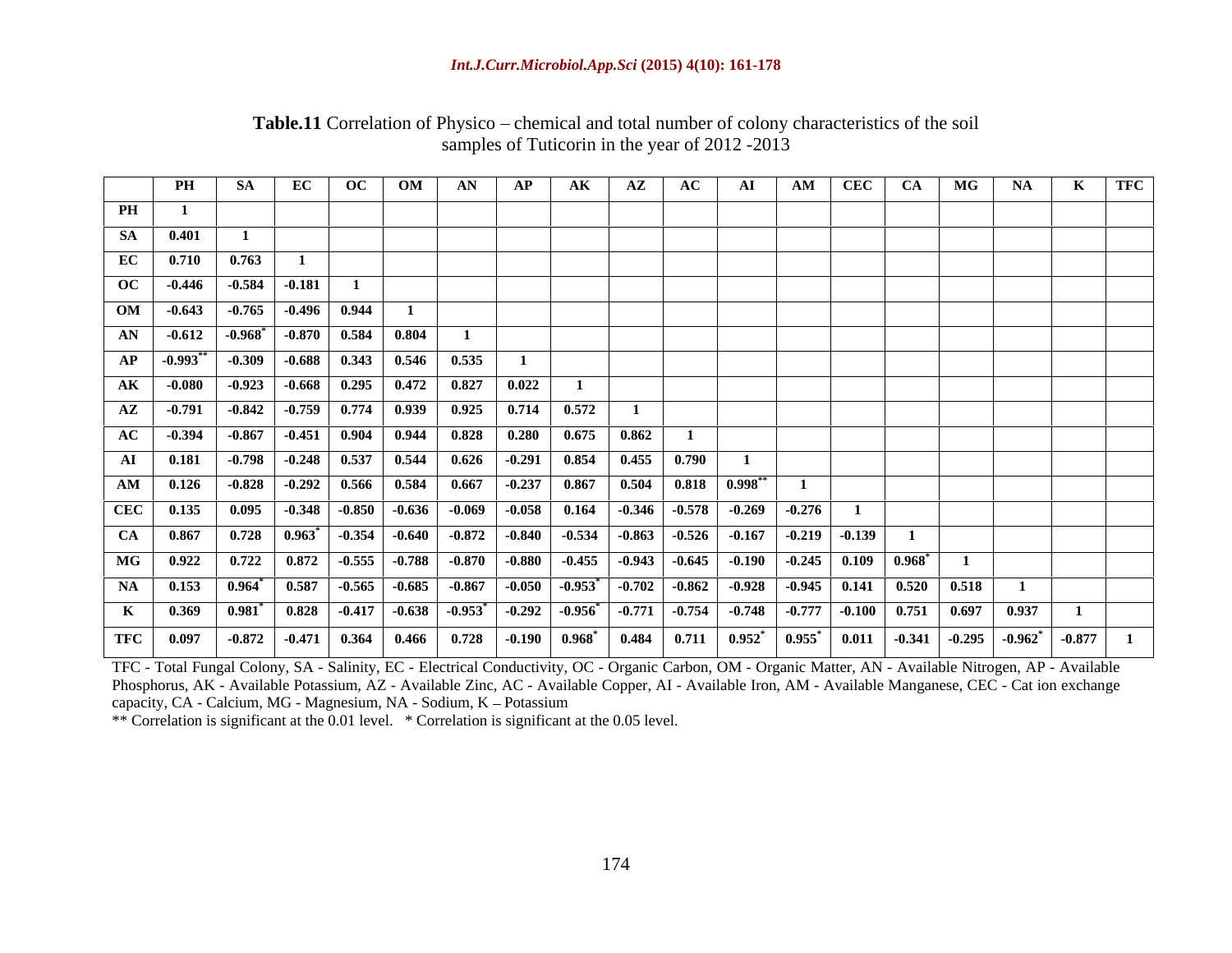**Table.11** Correlation of Physico – chemical and total number of colony characteristics of the soil samples of Tuticorin in the year of 2012 -2013

| | PH | SA | EC | OC | OM | AN | AP | AK | AZ | AC | AI | AM | CEC | CA | MG | NA | K | TFC |
|---|---|---|---|---|---|---|---|---|---|---|---|---|---|---|---|---|---|---|
| **PH** | 1 | | | | | | | | | | | | | | | | | |
| **SA** | 0.401 | 1 | | | | | | | | | | | | | | | | |
| **EC** | 0.710 | 0.763 | 1 | | | | | | | | | | | | | | | |
| **OC** | -0.446 | -0.584 | -0.181 | 1 | | | | | | | | | | | | | | |
| **OM** | -0.643 | -0.765 | -0.496 | 0.944 | 1 | | | | | | | | | | | | | |
| **AN** | -0.612 | -0.968* | -0.870 | 0.584 | 0.804 | 1 | | | | | | | | | | | | |
| **AP** | -0.993** | -0.309 | -0.688 | 0.343 | 0.546 | 0.535 | 1 | | | | | | | | | | | |
| **AK** | -0.080 | -0.923 | -0.668 | 0.295 | 0.472 | 0.827 | 0.022 | 1 | | | | | | | | | | |
| **AZ** | -0.791 | -0.842 | -0.759 | 0.774 | 0.939 | 0.925 | 0.714 | 0.572 | 1 | | | | | | | | | |
| **AC** | -0.394 | -0.867 | -0.451 | 0.904 | 0.944 | 0.828 | 0.280 | 0.675 | 0.862 | 1 | | | | | | | | |
| **AI** | 0.181 | -0.798 | -0.248 | 0.537 | 0.544 | 0.626 | -0.291 | 0.854 | 0.455 | 0.790 | 1 | | | | | | | |
| **AM** | 0.126 | -0.828 | -0.292 | 0.566 | 0.584 | 0.667 | -0.237 | 0.867 | 0.504 | 0.818 | 0.998** | 1 | | | | | | |
| **CEC** | 0.135 | 0.095 | -0.348 | -0.850 | -0.636 | -0.069 | -0.058 | 0.164 | -0.346 | -0.578 | -0.269 | -0.276 | 1 | | | | | |
| **CA** | 0.867 | 0.728 | 0.963* | -0.354 | -0.640 | -0.872 | -0.840 | -0.534 | -0.863 | -0.526 | -0.167 | -0.219 | -0.139 | 1 | | | | |
| **MG** | 0.922 | 0.722 | 0.872 | -0.555 | -0.788 | -0.870 | -0.880 | -0.455 | -0.943 | -0.645 | -0.190 | -0.245 | 0.109 | 0.968* | 1 | | | |
| **NA** | 0.153 | 0.964* | 0.587 | -0.565 | -0.685 | -0.867 | -0.050 | -0.953* | -0.702 | -0.862 | -0.928 | -0.945 | 0.141 | 0.520 | 0.518 | 1 | | |
| **K** | 0.369 | 0.981* | 0.828 | -0.417 | -0.638 | -0.953* | -0.292 | -0.956* | -0.771 | -0.754 | -0.748 | -0.777 | -0.100 | 0.751 | 0.697 | 0.937 | 1 | |
| **TFC** | 0.097 | -0.872 | -0.471 | 0.364 | 0.466 | 0.728 | -0.190 | 0.968* | 0.484 | 0.711 | 0.952* | 0.955* | 0.011 | -0.341 | -0.295 | -0.962* | -0.877 | 1 |

TFC - Total Fungal Colony, SA - Salinity, EC - Electrical Conductivity, OC - Organic Carbon, OM - Organic Matter, AN - Available Nitrogen, AP - Available Phosphorus, AK - Available Potassium, AZ - Available Zinc, AC - Available Copper, AI - Available Iron, AM - Available Manganese, CEC - Cat ion exchange capacity, CA - Calcium, MG - Magnesium, NA - Sodium, K – Potassium

** Correlation is significant at the 0.01 level. * Correlation is significant at the 0.05 level.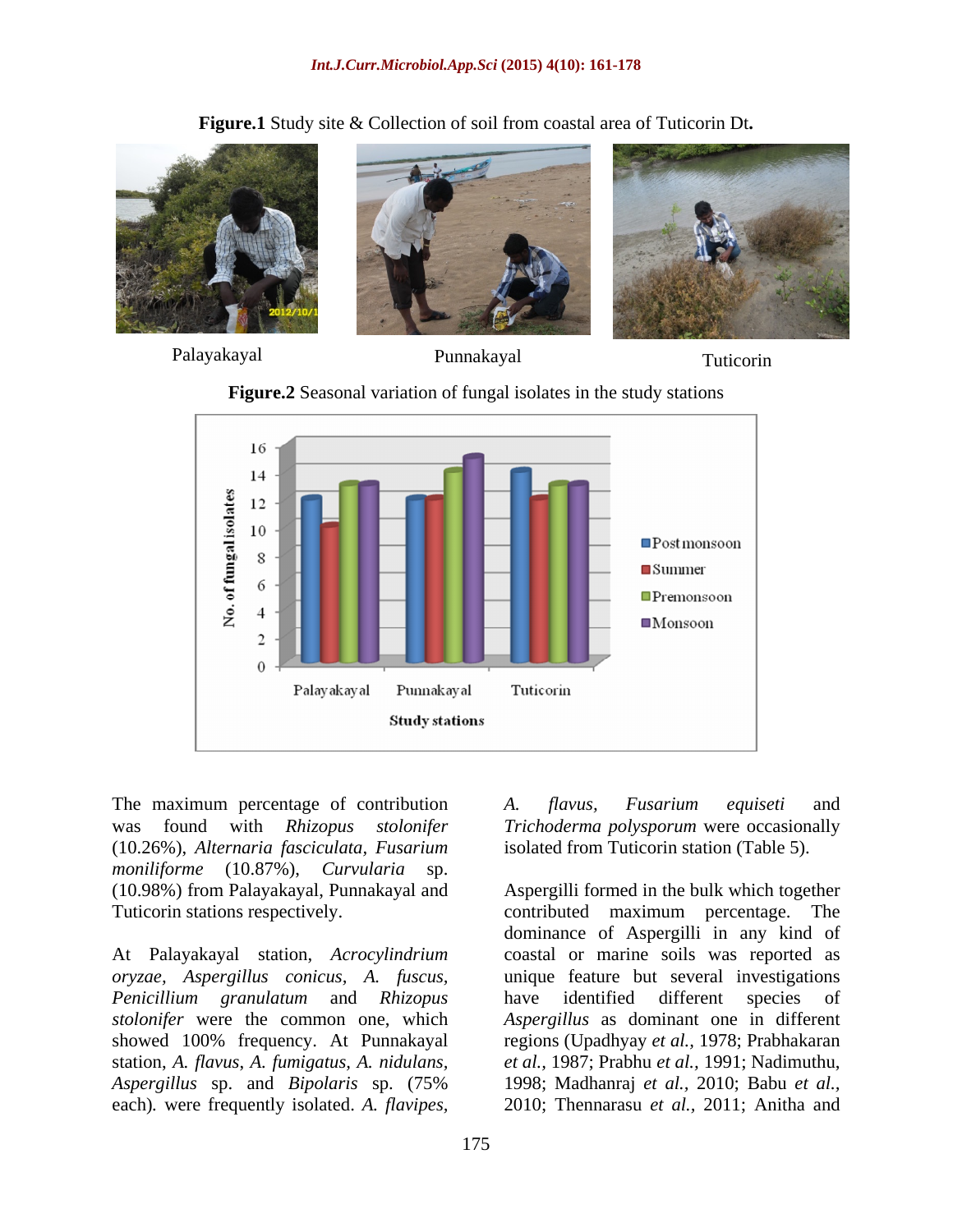**Figure.1** Study site & Collection of soil from coastal area of Tuticorin Dt**.**

Palayakayal Punnakayal Tuticorin

**Figure.2** Seasonal variation of fungal isolates in the study stations

The maximum percentage of contribution was found with *Rhizopus stolonifer* (10.26%), *Alternaria fasciculata*, *Fusarium moniliforme* (10.87%), *Curvularia* sp. (10.98%) from Palayakayal, Punnakayal and Tuticorin stations respectively.

At Palayakayal station, *Acrocylindrium oryzae*, *Aspergillus conicus*, *A. fuscus*, *Penicillium granulatum* and *Rhizopus stolonifer* were the common one, which showed 100% frequency. At Punnakayal station, *A. flavus*, *A. fumigatus*, *A. nidulans*, *Aspergillus* sp. and *Bipolaris* sp. (75% each). were frequently isolated. *A. flavipes*, *A. flavus*, *Fusarium equiseti* and *Trichoderma polysporum* were occasionally isolated from Tuticorin station (Table 5).

Aspergilli formed in the bulk which together contributed maximum percentage. The dominance of Aspergilli in any kind of coastal or marine soils was reported as unique feature but several investigations have identified different species of *Aspergillus* as dominant one in different regions (Upadhyay *et al.*, 1978; Prabhakaran *et al.*, 1987; Prabhu *et al.*, 1991; Nadimuthu, 1998; Madhanraj *et al.*, 2010; Babu *et al.*, 2010; Thennarasu *et al.*, 2011; Anitha and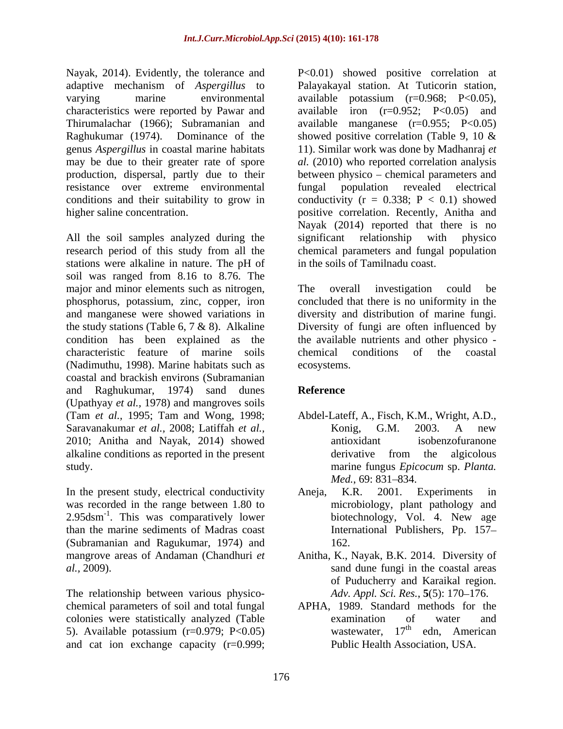Nayak, 2014). Evidently, the tolerance and adaptive mechanism of *Aspergillus* to varying marine environmental characteristics were reported by Pawar and Thirumalachar (1966); Subramanian and Raghukumar (1974). Dominance of the genus *Aspergillus* in coastal marine habitats may be due to their greater rate of spore production, dispersal, partly due to their resistance over extreme environmental conditions and their suitability to grow in higher saline concentration.

All the soil samples analyzed during the research period of this study from all the stations were alkaline in nature. The pH of soil was ranged from 8.16 to 8.76. The major and minor elements such as nitrogen, phosphorus, potassium, zinc, copper, iron and manganese were showed variations in the study stations (Table 6, 7 & 8). Alkaline condition has been explained as the characteristic feature of marine soils (Nadimuthu, 1998). Marine habitats such as coastal and brackish environs (Subramanian and Raghukumar, 1974) sand dunes (Upathyay *et al.*, 1978) and mangroves soils (Tam *et al.*, 1995; Tam and Wong, 1998; Saravanakumar *et al.*, 2008; Latiffah *et al.*, 2010; Anitha and Nayak, 2014) showed alkaline conditions as reported in the present study.

In the present study, electrical conductivity was recorded in the range between 1.80 to 2.95dsm$^{-1}$. This was comparatively lower than the marine sediments of Madras coast (Subramanian and Ragukumar, 1974) and mangrove areas of Andaman (Chandhuri *et al.*, 2009).

The relationship between various physico-chemical parameters of soil and total fungal colonies were statistically analyzed (Table 5). Available potassium ($r=0.979$; $P<0.05$) and cat ion exchange capacity ($r=0.999$; $P<0.01$) showed positive correlation at Palayakayal station. At Tuticorin station, available potassium ($r=0.968$; $P<0.05$), available iron ($r=0.952$; $P<0.05$) and available manganese ($r=0.955$; $P<0.05$) showed positive correlation (Table 9, 10 & 11). Similar work was done by Madhanraj *et al.* (2010) who reported correlation analysis between physico – chemical parameters and fungal population revealed electrical conductivity ($r = 0.338$; $P < 0.1$) showed positive correlation. Recently, Anitha and Nayak (2014) reported that there is no significant relationship with physico chemical parameters and fungal population in the soils of Tamilnadu coast.

The overall investigation could be concluded that there is no uniformity in the diversity and distribution of marine fungi. Diversity of fungi are often influenced by the available nutrients and other physico - chemical conditions of the coastal ecosystems.

## Reference

Abdel-Lateff, A., Fisch, K.M., Wright, A.D., Konig, G.M. 2003. A new antioxidant isobenzofuranone derivative from the algicolous marine fungus *Epicocum* sp. *Planta. Med.*, 69: 831–834.

Aneja, K.R. 2001. Experiments in microbiology, plant pathology and biotechnology, Vol. 4. New age International Publishers, Pp. 157–162.

Anitha, K., Nayak, B.K. 2014. Diversity of sand dune fungi in the coastal areas of Puducherry and Karaikal region. *Adv. Appl. Sci. Res.*, **5**(5): 170–176.

APHA, 1989. Standard methods for the examination of water and wastewater, 17th edn, American Public Health Association, USA.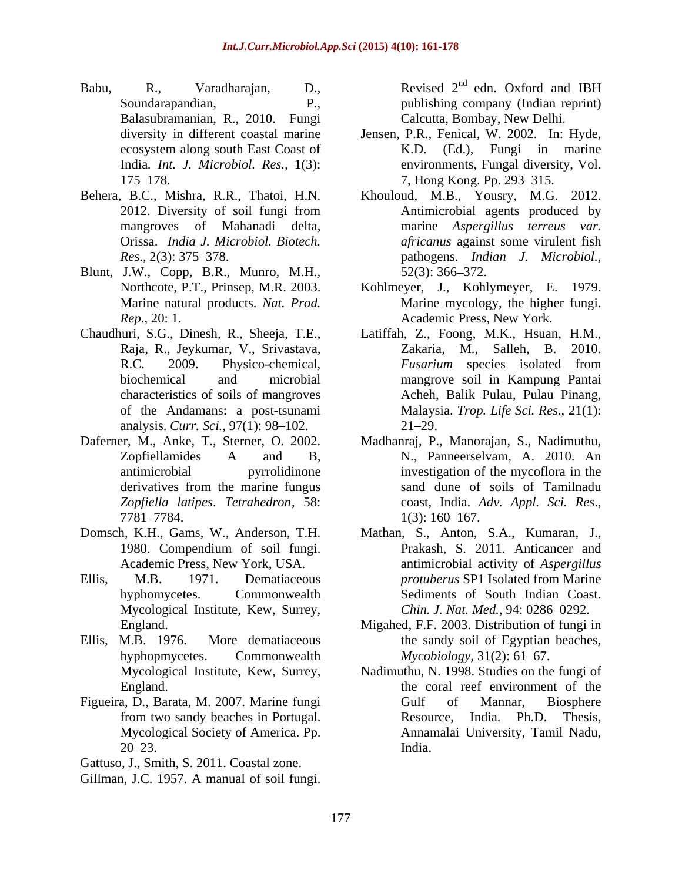Babu, R., Varadharajan, D., Soundarapandian, P., Balasubramanian, R., 2010. Fungi diversity in different coastal marine ecosystem along south East Coast of India. *Int. J. Microbiol. Res.*, 1(3): 175–178.

Behera, B.C., Mishra, R.R., Thatoi, H.N. 2012. Diversity of soil fungi from mangroves of Mahanadi delta, Orissa. *India J. Microbiol. Biotech. Res*., 2(3): 375–378.

Blunt, J.W., Copp, B.R., Munro, M.H., Northcote, P.T., Prinsep, M.R. 2003. Marine natural products. *Nat. Prod. Rep*., 20: 1.

Chaudhuri, S.G., Dinesh, R., Sheeja, T.E., Raja, R., Jeykumar, V., Srivastava, R.C. 2009. Physico-chemical, biochemical and microbial characteristics of soils of mangroves of the Andamans: a post-tsunami analysis. *Curr. Sci.*, 97(1): 98–102.

Daferner, M., Anke, T., Sterner, O. 2002. Zopfiellamides A and B, antimicrobial pyrrolidinone derivatives from the marine fungus *Zopfiella latipes*. *Tetrahedron*, 58: 7781–7784.

Domsch, K.H., Gams, W., Anderson, T.H. 1980. Compendium of soil fungi. Academic Press, New York, USA.

Ellis, M.B. 1971. Dematiaceous hyphomycetes. Commonwealth Mycological Institute, Kew, Surrey, England.

Ellis, M.B. 1976. More dematiaceous hyphopmycetes. Commonwealth Mycological Institute, Kew, Surrey, England.

Figueira, D., Barata, M. 2007. Marine fungi from two sandy beaches in Portugal. Mycological Society of America. Pp. 20–23.

Gattuso, J., Smith, S. 2011. Coastal zone.

Gillman, J.C. 1957. A manual of soil fungi. Revised 2nd edn. Oxford and IBH publishing company (Indian reprint) Calcutta, Bombay, New Delhi.

Jensen, P.R., Fenical, W. 2002. In: Hyde, K.D. (Ed.), Fungi in marine environments, Fungal diversity, Vol. 7, Hong Kong. Pp. 293–315.

Khouloud, M.B., Yousry, M.G. 2012. Antimicrobial agents produced by marine *Aspergillus terreus var. africanus* against some virulent fish pathogens. *Indian J. Microbiol.*, 52(3): 366–372.

Kohlmeyer, J., Kohlymeyer, E. 1979. Marine mycology, the higher fungi. Academic Press, New York.

Latiffah, Z., Foong, M.K., Hsuan, H.M., Zakaria, M., Salleh, B. 2010. *Fusarium* species isolated from mangrove soil in Kampung Pantai Acheh, Balik Pulau, Pulau Pinang, Malaysia. *Trop. Life Sci. Res*., 21(1): 21–29.

Madhanraj, P., Manorajan, S., Nadimuthu, N., Panneerselvam, A. 2010. An investigation of the mycoflora in the sand dune of soils of Tamilnadu coast, India. *Adv. Appl. Sci. Res*., 1(3): 160–167.

Mathan, S., Anton, S.A., Kumaran, J., Prakash, S. 2011. Anticancer and antimicrobial activity of *Aspergillus protuberus* SP1 Isolated from Marine Sediments of South Indian Coast. *Chin. J. Nat. Med.,* 94: 0286–0292.

Migahed, F.F. 2003. Distribution of fungi in the sandy soil of Egyptian beaches, *Mycobiology,* 31(2): 61–67.

Nadimuthu, N. 1998. Studies on the fungi of the coral reef environment of the Gulf of Mannar, Biosphere Resource, India. Ph.D. Thesis, Annamalai University, Tamil Nadu, India.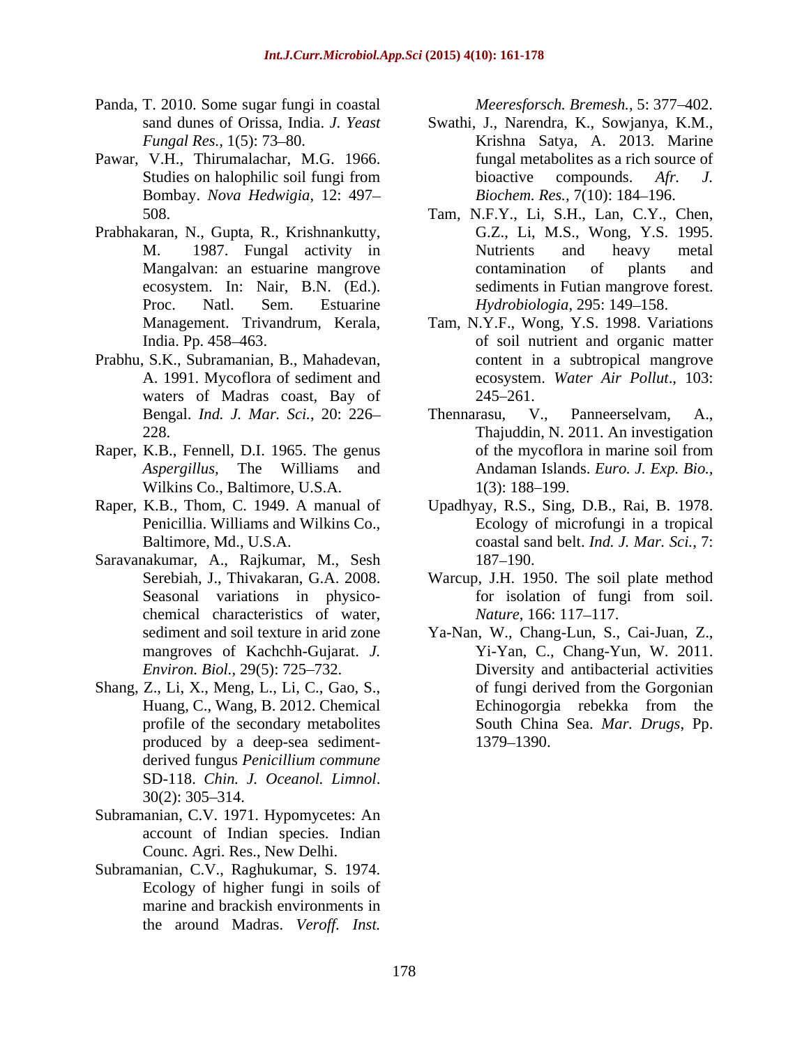Panda, T. 2010. Some sugar fungi in coastal sand dunes of Orissa, India. *J. Yeast Fungal Res.*, 1(5): 73–80.

Pawar, V.H., Thirumalachar, M.G. 1966. Studies on halophilic soil fungi from Bombay. *Nova Hedwigia*, 12: 497–508.

Prabhakaran, N., Gupta, R., Krishnankutty, M. 1987. Fungal activity in Mangalvan: an estuarine mangrove ecosystem. In: Nair, B.N. (Ed.). Proc. Natl. Sem. Estuarine Management. Trivandrum, Kerala, India. Pp. 458–463.

Prabhu, S.K., Subramanian, B., Mahadevan, A. 1991. Mycoflora of sediment and waters of Madras coast, Bay of Bengal. *Ind. J. Mar. Sci.*, 20: 226–228.

Raper, K.B., Fennell, D.I. 1965. The genus *Aspergillus*, The Williams and Wilkins Co., Baltimore, U.S.A.

Raper, K.B., Thom, C. 1949. A manual of Penicillia. Williams and Wilkins Co., Baltimore, Md., U.S.A.

Saravanakumar, A., Rajkumar, M., Sesh Serebiah, J., Thivakaran, G.A. 2008. Seasonal variations in physico-chemical characteristics of water, sediment and soil texture in arid zone mangroves of Kachchh-Gujarat. *J. Environ. Biol.*, 29(5): 725–732.

Shang, Z., Li, X., Meng, L., Li, C., Gao, S., Huang, C., Wang, B. 2012. Chemical profile of the secondary metabolites produced by a deep-sea sediment-derived fungus *Penicillium commune* SD-118. *Chin. J. Oceanol. Limnol*. 30(2): 305–314.

Subramanian, C.V. 1971. Hypomycetes: An account of Indian species. Indian Counc. Agri. Res., New Delhi.

Subramanian, C.V., Raghukumar, S. 1974. Ecology of higher fungi in soils of marine and brackish environments in the around Madras. *Veroff. Inst. Meeresforsch. Bremesh.*, 5: 377–402.

Swathi, J., Narendra, K., Sowjanya, K.M., Krishna Satya, A. 2013. Marine fungal metabolites as a rich source of bioactive compounds. *Afr. J. Biochem. Res.*, 7(10): 184–196.

Tam, N.F.Y., Li, S.H., Lan, C.Y., Chen, G.Z., Li, M.S., Wong, Y.S. 1995. Nutrients and heavy metal contamination of plants and sediments in Futian mangrove forest. *Hydrobiologia*, 295: 149–158.

Tam, N.Y.F., Wong, Y.S. 1998. Variations of soil nutrient and organic matter content in a subtropical mangrove ecosystem. *Water Air Pollut*., 103: 245–261.

Thennarasu, V., Panneerselvam, A., Thajuddin, N. 2011. An investigation of the mycoflora in marine soil from Andaman Islands. *Euro. J. Exp. Bio.*, 1(3): 188–199.

Upadhyay, R.S., Sing, D.B., Rai, B. 1978. Ecology of microfungi in a tropical coastal sand belt. *Ind. J. Mar. Sci.*, 7: 187–190.

Warcup, J.H. 1950. The soil plate method for isolation of fungi from soil. *Nature*, 166: 117–117.

Ya-Nan, W., Chang-Lun, S., Cai-Juan, Z., Yi-Yan, C., Chang-Yun, W. 2011. Diversity and antibacterial activities of fungi derived from the Gorgonian Echinogorgia rebekka from the South China Sea. *Mar. Drugs*, Pp. 1379–1390.